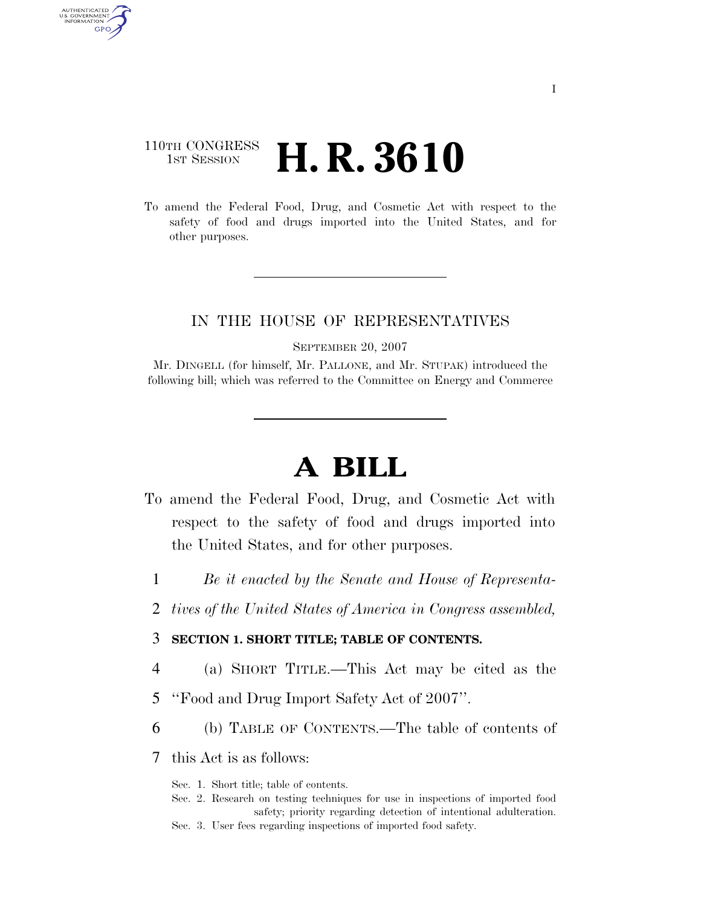110TH CONGRESS
1ST SESSION

# H. R. 3610

To amend the Federal Food, Drug, and Cosmetic Act with respect to the safety of food and drugs imported into the United States, and for other purposes.

---

IN THE HOUSE OF REPRESENTATIVES

SEPTEMBER 20, 2007

Mr. DINGELL (for himself, Mr. PALLONE, and Mr. STUPAK) introduced the following bill; which was referred to the Committee on Energy and Commerce

---

# A BILL

To amend the Federal Food, Drug, and Cosmetic Act with respect to the safety of food and drugs imported into the United States, and for other purposes.

1 *Be it enacted by the Senate and House of Representa-*
2 *tives of the United States of America in Congress assembled,*

3 **SECTION 1. SHORT TITLE; TABLE OF CONTENTS.**

4 (a) SHORT TITLE.—This Act may be cited as the
5 ''Food and Drug Import Safety Act of 2007''.

6 (b) TABLE OF CONTENTS.—The table of contents of
7 this Act is as follows:

Sec. 1. Short title; table of contents.
Sec. 2. Research on testing techniques for use in inspections of imported food safety; priority regarding detection of intentional adulteration.
Sec. 3. User fees regarding inspections of imported food safety.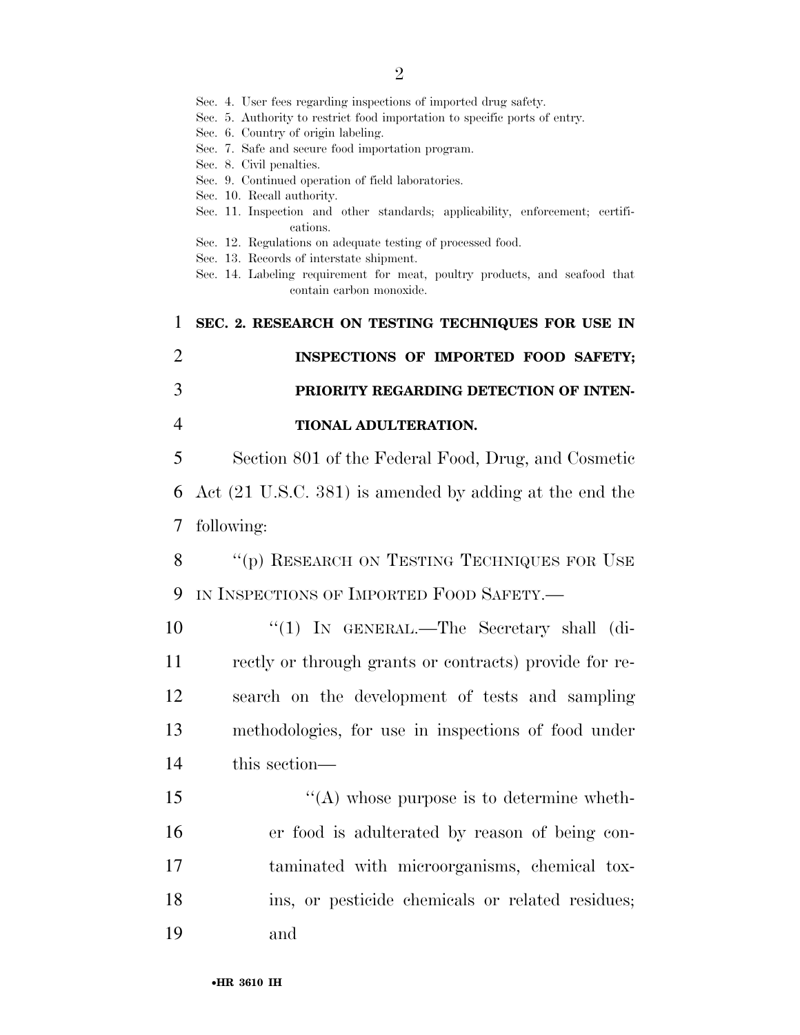Sec. 4. User fees regarding inspections of imported drug safety.
Sec. 5. Authority to restrict food importation to specific ports of entry.
Sec. 6. Country of origin labeling.
Sec. 7. Safe and secure food importation program.
Sec. 8. Civil penalties.
Sec. 9. Continued operation of field laboratories.
Sec. 10. Recall authority.
Sec. 11. Inspection and other standards; applicability, enforcement; certifications.
Sec. 12. Regulations on adequate testing of processed food.
Sec. 13. Records of interstate shipment.
Sec. 14. Labeling requirement for meat, poultry products, and seafood that contain carbon monoxide.

**SEC. 2. RESEARCH ON TESTING TECHNIQUES FOR USE IN INSPECTIONS OF IMPORTED FOOD SAFETY; PRIORITY REGARDING DETECTION OF INTENTIONAL ADULTERATION.**

Section 801 of the Federal Food, Drug, and Cosmetic Act (21 U.S.C. 381) is amended by adding at the end the following:

"(p) RESEARCH ON TESTING TECHNIQUES FOR USE IN INSPECTIONS OF IMPORTED FOOD SAFETY.—

"(1) IN GENERAL.—The Secretary shall (directly or through grants or contracts) provide for research on the development of tests and sampling methodologies, for use in inspections of food under this section—

"(A) whose purpose is to determine whether food is adulterated by reason of being contaminated with microorganisms, chemical toxins, or pesticide chemicals or related residues; and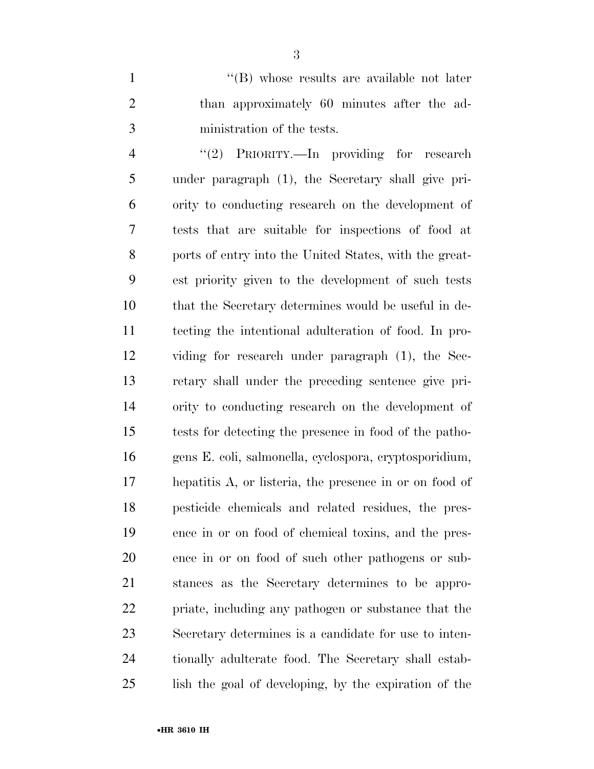''(B) whose results are available not later than approximately 60 minutes after the administration of the tests.

''(2) PRIORITY.—In providing for research under paragraph (1), the Secretary shall give priority to conducting research on the development of tests that are suitable for inspections of food at ports of entry into the United States, with the greatest priority given to the development of such tests that the Secretary determines would be useful in detecting the intentional adulteration of food. In providing for research under paragraph (1), the Secretary shall under the preceding sentence give priority to conducting research on the development of tests for detecting the presence in food of the pathogens E. coli, salmonella, cyclospora, cryptosporidium, hepatitis A, or listeria, the presence in or on food of pesticide chemicals and related residues, the presence in or on food of chemical toxins, and the presence in or on food of such other pathogens or substances as the Secretary determines to be appropriate, including any pathogen or substance that the Secretary determines is a candidate for use to intentionally adulterate food. The Secretary shall establish the goal of developing, by the expiration of the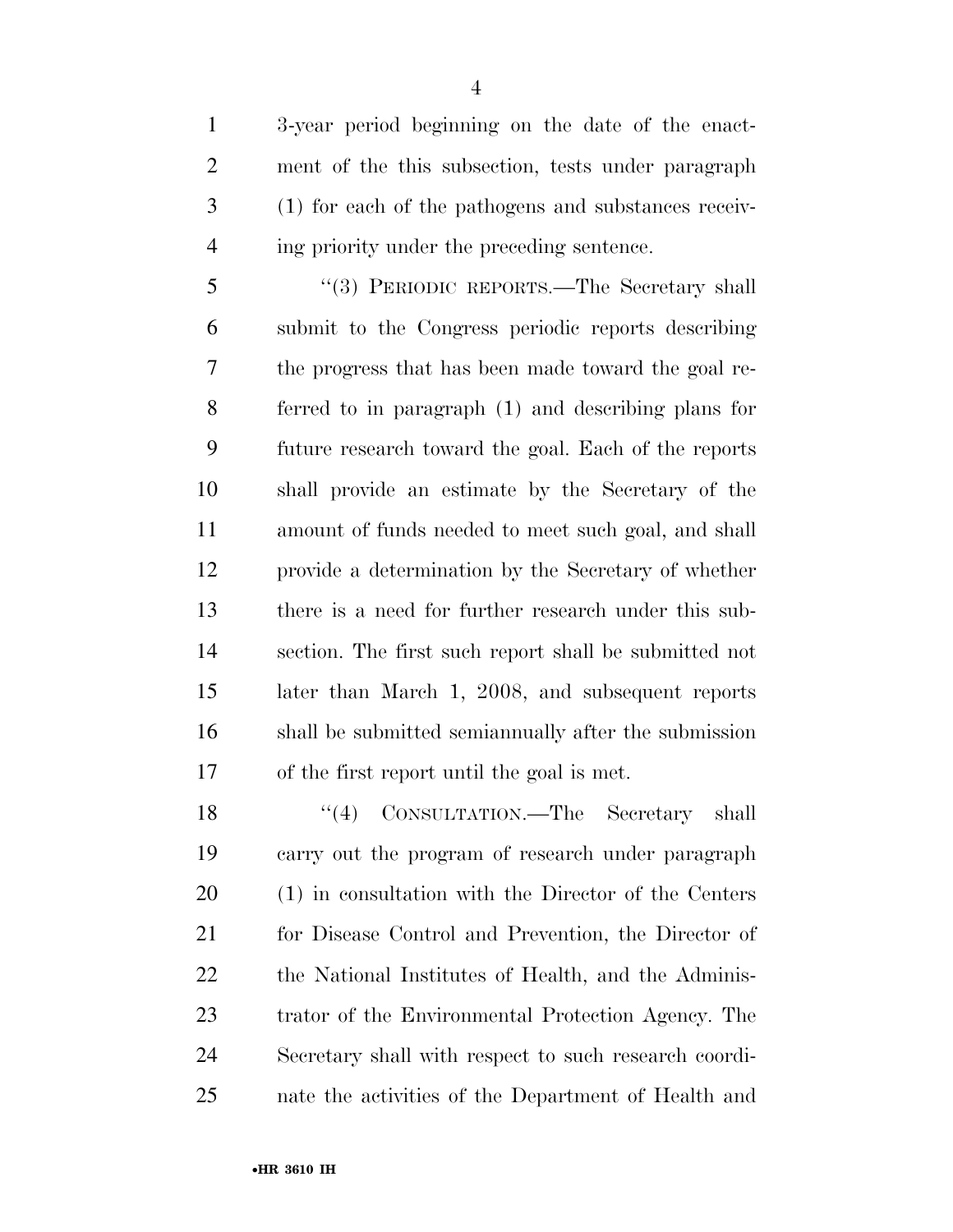3-year period beginning on the date of the enactment of the this subsection, tests under paragraph (1) for each of the pathogens and substances receiving priority under the preceding sentence.

"(3) PERIODIC REPORTS.—The Secretary shall submit to the Congress periodic reports describing the progress that has been made toward the goal referred to in paragraph (1) and describing plans for future research toward the goal. Each of the reports shall provide an estimate by the Secretary of the amount of funds needed to meet such goal, and shall provide a determination by the Secretary of whether there is a need for further research under this subsection. The first such report shall be submitted not later than March 1, 2008, and subsequent reports shall be submitted semiannually after the submission of the first report until the goal is met.

"(4) CONSULTATION.—The Secretary shall carry out the program of research under paragraph (1) in consultation with the Director of the Centers for Disease Control and Prevention, the Director of the National Institutes of Health, and the Administrator of the Environmental Protection Agency. The Secretary shall with respect to such research coordinate the activities of the Department of Health and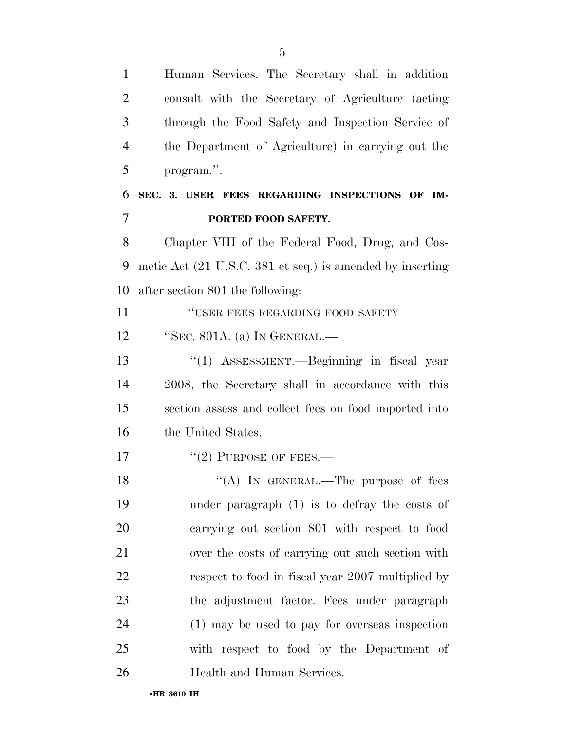Human Services. The Secretary shall in addition consult with the Secretary of Agriculture (acting through the Food Safety and Inspection Service of the Department of Agriculture) in carrying out the program.''.

**SEC. 3. USER FEES REGARDING INSPECTIONS OF IMPORTED FOOD SAFETY.**

Chapter VIII of the Federal Food, Drug, and Cosmetic Act (21 U.S.C. 381 et seq.) is amended by inserting after section 801 the following:

''USER FEES REGARDING FOOD SAFETY

''SEC. 801A. (a) IN GENERAL.—

''(1) ASSESSMENT.—Beginning in fiscal year 2008, the Secretary shall in accordance with this section assess and collect fees on food imported into the United States.

''(2) PURPOSE OF FEES.—

''(A) IN GENERAL.—The purpose of fees under paragraph (1) is to defray the costs of carrying out section 801 with respect to food over the costs of carrying out such section with respect to food in fiscal year 2007 multiplied by the adjustment factor. Fees under paragraph (1) may be used to pay for overseas inspection with respect to food by the Department of Health and Human Services.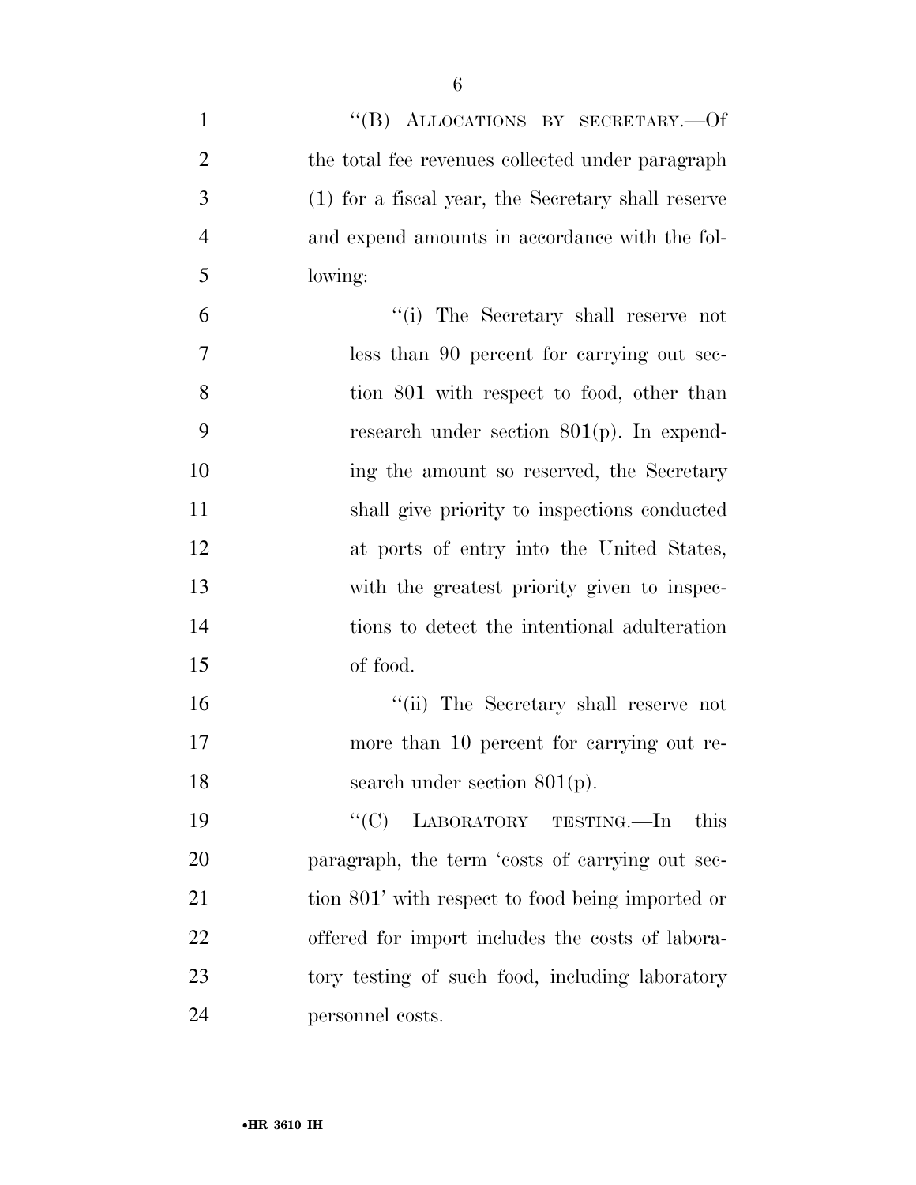"(B) ALLOCATIONS BY SECRETARY.—Of the total fee revenues collected under paragraph (1) for a fiscal year, the Secretary shall reserve and expend amounts in accordance with the following:

"(i) The Secretary shall reserve not less than 90 percent for carrying out section 801 with respect to food, other than research under section 801(p). In expending the amount so reserved, the Secretary shall give priority to inspections conducted at ports of entry into the United States, with the greatest priority given to inspections to detect the intentional adulteration of food.

"(ii) The Secretary shall reserve not more than 10 percent for carrying out research under section 801(p).

"(C) LABORATORY TESTING.—In this paragraph, the term 'costs of carrying out section 801' with respect to food being imported or offered for import includes the costs of laboratory testing of such food, including laboratory personnel costs.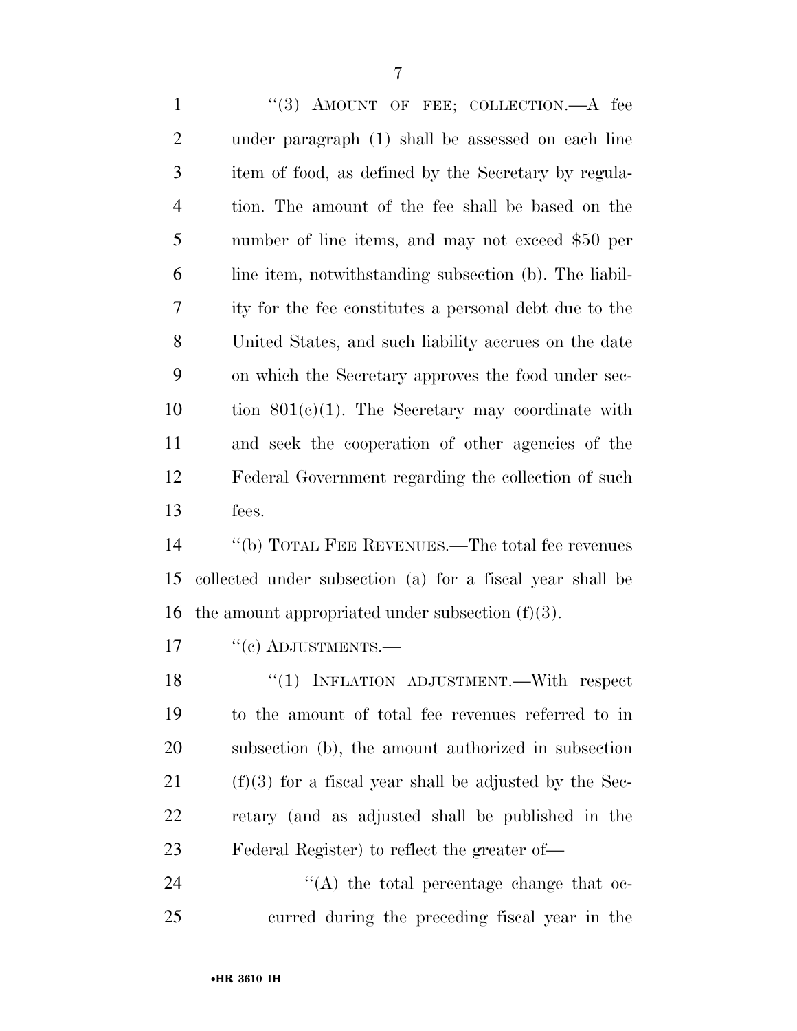"(3) AMOUNT OF FEE; COLLECTION.—A fee under paragraph (1) shall be assessed on each line item of food, as defined by the Secretary by regulation. The amount of the fee shall be based on the number of line items, and may not exceed $50 per line item, notwithstanding subsection (b). The liability for the fee constitutes a personal debt due to the United States, and such liability accrues on the date on which the Secretary approves the food under section 801(c)(1). The Secretary may coordinate with and seek the cooperation of other agencies of the Federal Government regarding the collection of such fees.

"(b) TOTAL FEE REVENUES.—The total fee revenues collected under subsection (a) for a fiscal year shall be the amount appropriated under subsection (f)(3).

"(c) ADJUSTMENTS.—

"(1) INFLATION ADJUSTMENT.—With respect to the amount of total fee revenues referred to in subsection (b), the amount authorized in subsection (f)(3) for a fiscal year shall be adjusted by the Secretary (and as adjusted shall be published in the Federal Register) to reflect the greater of—

"(A) the total percentage change that occurred during the preceding fiscal year in the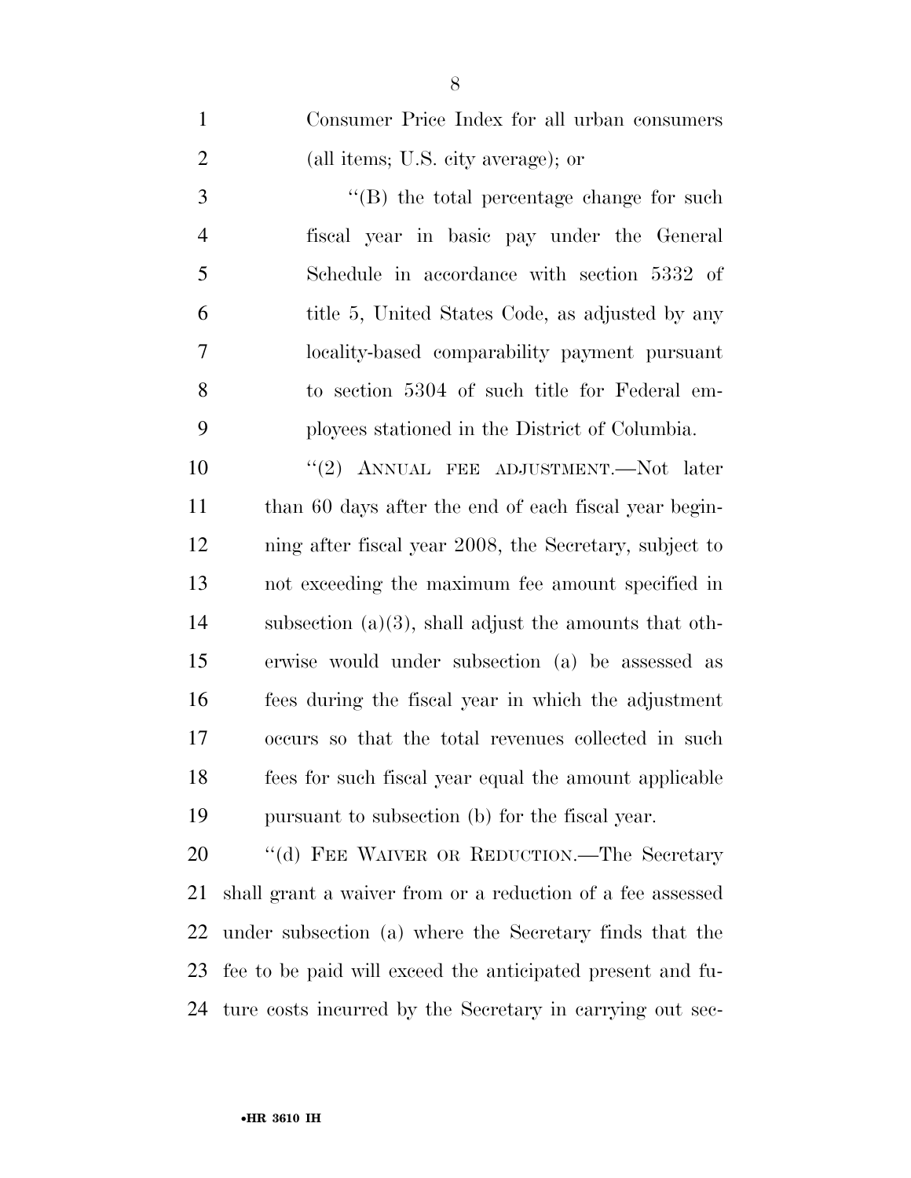Consumer Price Index for all urban consumers (all items; U.S. city average); or

''(B) the total percentage change for such fiscal year in basic pay under the General Schedule in accordance with section 5332 of title 5, United States Code, as adjusted by any locality-based comparability payment pursuant to section 5304 of such title for Federal employees stationed in the District of Columbia.

''(2) ANNUAL FEE ADJUSTMENT.—Not later than 60 days after the end of each fiscal year beginning after fiscal year 2008, the Secretary, subject to not exceeding the maximum fee amount specified in subsection (a)(3), shall adjust the amounts that otherwise would under subsection (a) be assessed as fees during the fiscal year in which the adjustment occurs so that the total revenues collected in such fees for such fiscal year equal the amount applicable pursuant to subsection (b) for the fiscal year.

''(d) FEE WAIVER OR REDUCTION.—The Secretary shall grant a waiver from or a reduction of a fee assessed under subsection (a) where the Secretary finds that the fee to be paid will exceed the anticipated present and future costs incurred by the Secretary in carrying out sec-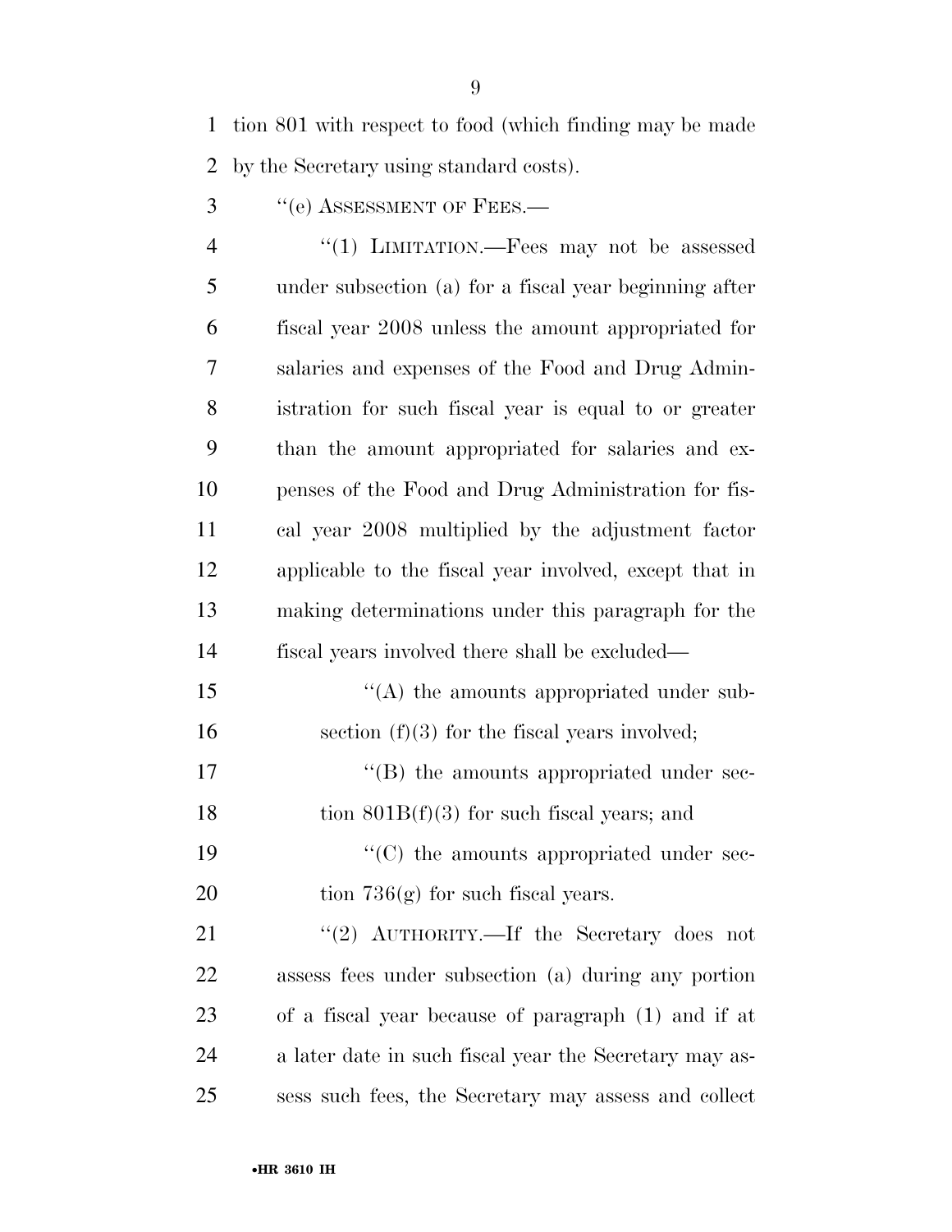tion 801 with respect to food (which finding may be made by the Secretary using standard costs).

''(e) ASSESSMENT OF FEES.—

''(1) LIMITATION.—Fees may not be assessed under subsection (a) for a fiscal year beginning after fiscal year 2008 unless the amount appropriated for salaries and expenses of the Food and Drug Administration for such fiscal year is equal to or greater than the amount appropriated for salaries and expenses of the Food and Drug Administration for fiscal year 2008 multiplied by the adjustment factor applicable to the fiscal year involved, except that in making determinations under this paragraph for the fiscal years involved there shall be excluded—

''(A) the amounts appropriated under subsection (f)(3) for the fiscal years involved;

''(B) the amounts appropriated under section 801B(f)(3) for such fiscal years; and

''(C) the amounts appropriated under section 736(g) for such fiscal years.

''(2) AUTHORITY.—If the Secretary does not assess fees under subsection (a) during any portion of a fiscal year because of paragraph (1) and if at a later date in such fiscal year the Secretary may assess such fees, the Secretary may assess and collect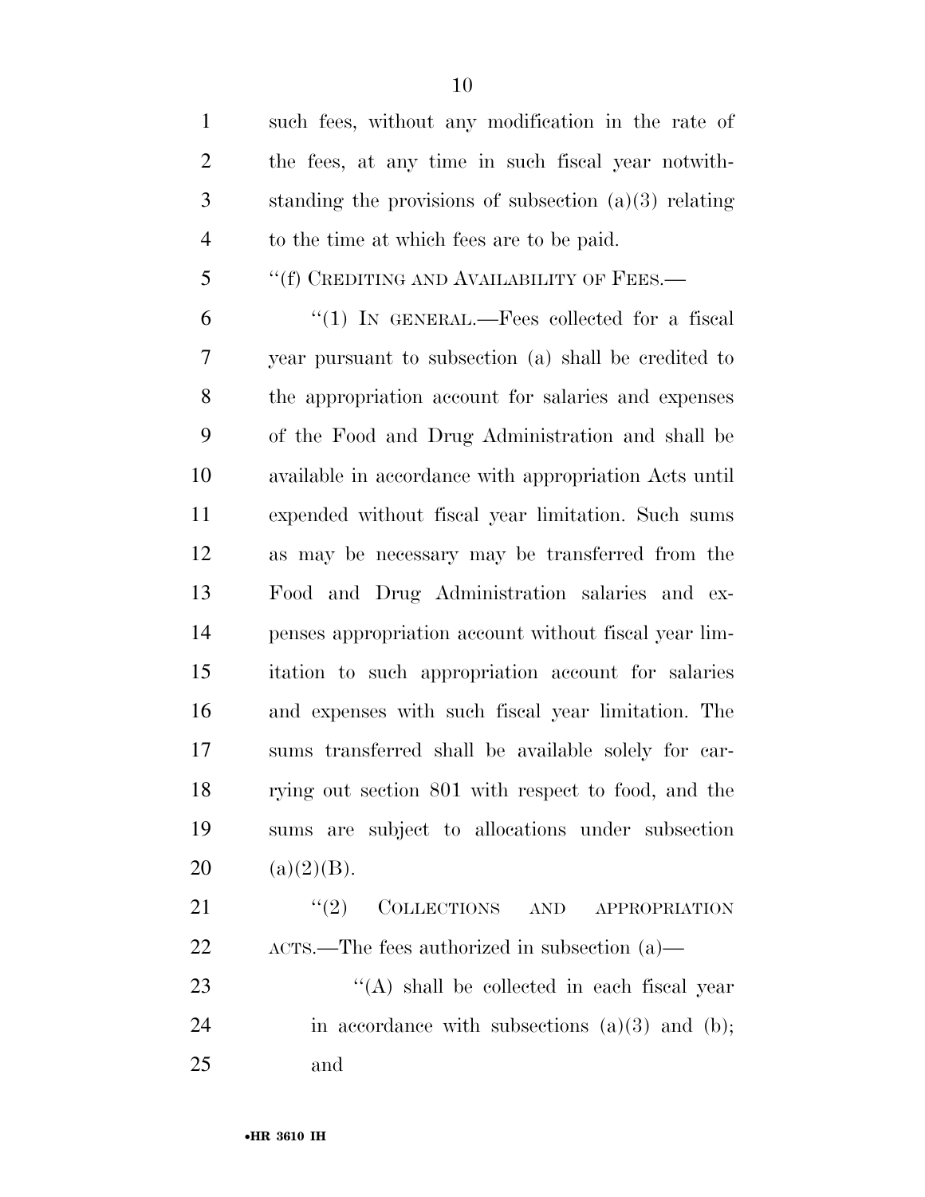such fees, without any modification in the rate of the fees, at any time in such fiscal year notwithstanding the provisions of subsection (a)(3) relating to the time at which fees are to be paid.

''(f) CREDITING AND AVAILABILITY OF FEES.—

''(1) IN GENERAL.—Fees collected for a fiscal year pursuant to subsection (a) shall be credited to the appropriation account for salaries and expenses of the Food and Drug Administration and shall be available in accordance with appropriation Acts until expended without fiscal year limitation. Such sums as may be necessary may be transferred from the Food and Drug Administration salaries and expenses appropriation account without fiscal year limitation to such appropriation account for salaries and expenses with such fiscal year limitation. The sums transferred shall be available solely for carrying out section 801 with respect to food, and the sums are subject to allocations under subsection (a)(2)(B).

''(2) COLLECTIONS AND APPROPRIATION ACTS.—The fees authorized in subsection (a)—

''(A) shall be collected in each fiscal year in accordance with subsections (a)(3) and (b); and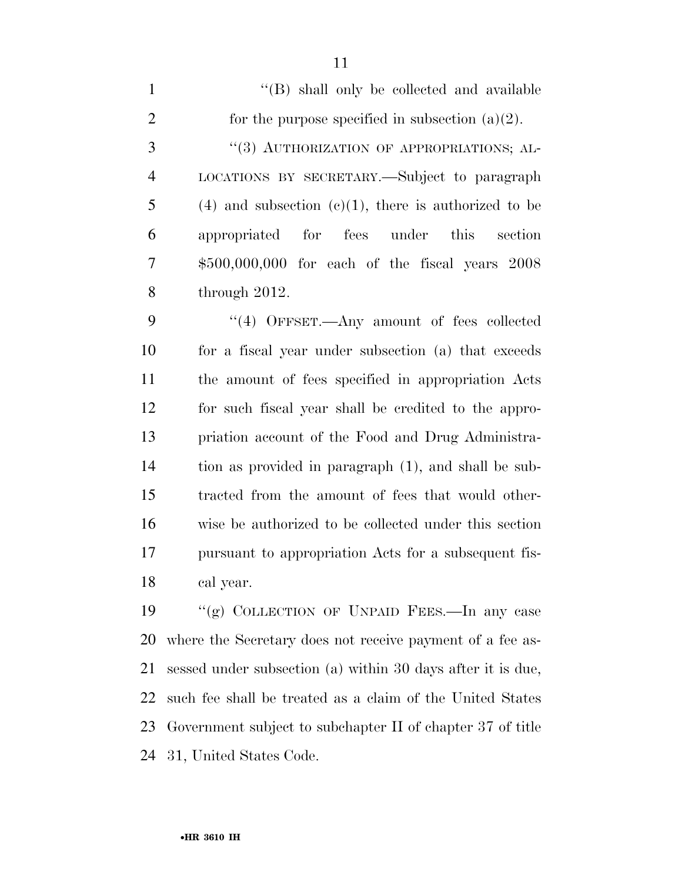"(B) shall only be collected and available for the purpose specified in subsection (a)(2).

"(3) AUTHORIZATION OF APPROPRIATIONS; ALLOCATIONS BY SECRETARY.—Subject to paragraph (4) and subsection (c)(1), there is authorized to be appropriated for fees under this section $500,000,000 for each of the fiscal years 2008 through 2012.

"(4) OFFSET.—Any amount of fees collected for a fiscal year under subsection (a) that exceeds the amount of fees specified in appropriation Acts for such fiscal year shall be credited to the appropriation account of the Food and Drug Administration as provided in paragraph (1), and shall be subtracted from the amount of fees that would otherwise be authorized to be collected under this section pursuant to appropriation Acts for a subsequent fiscal year.

"(g) COLLECTION OF UNPAID FEES.—In any case where the Secretary does not receive payment of a fee assessed under subsection (a) within 30 days after it is due, such fee shall be treated as a claim of the United States Government subject to subchapter II of chapter 37 of title 31, United States Code.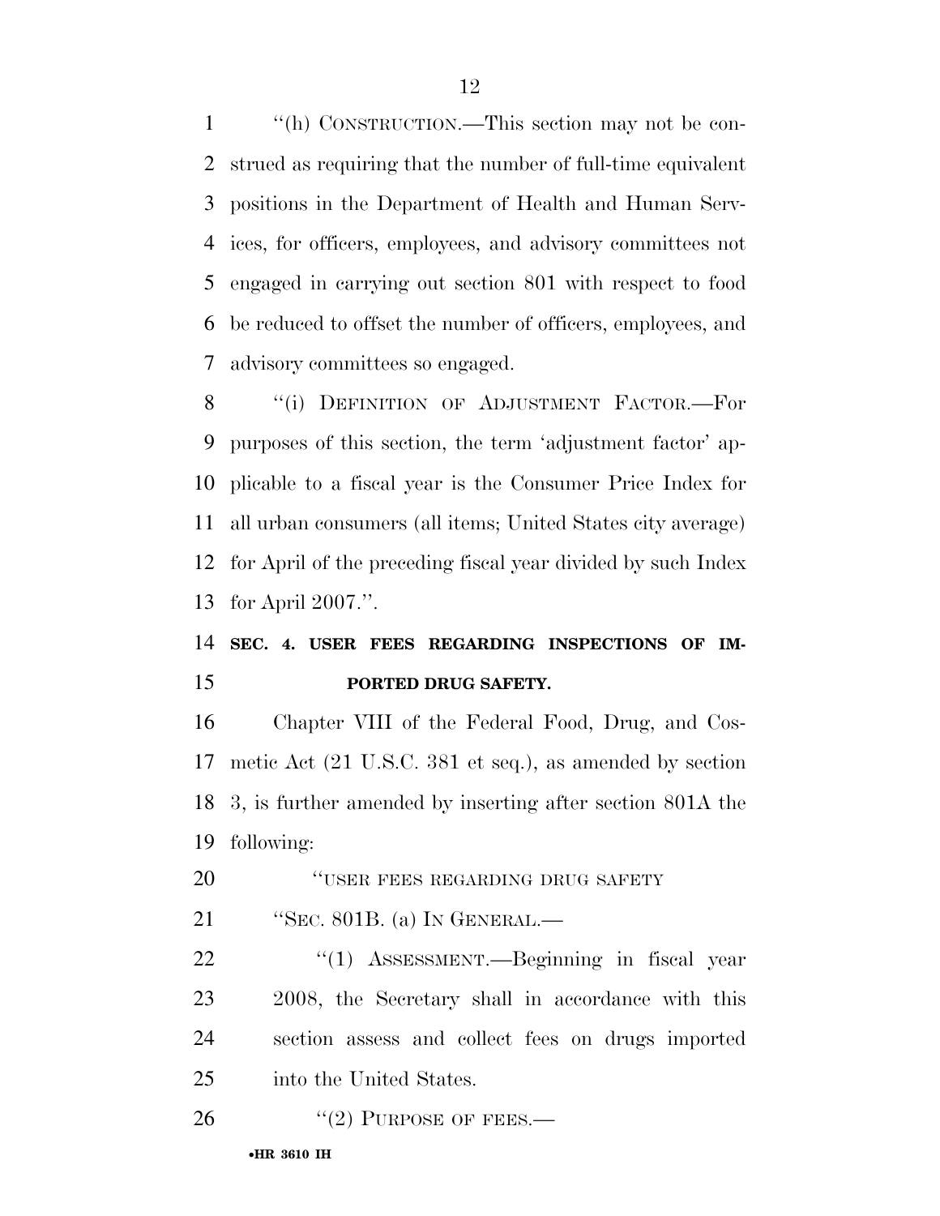"(h) CONSTRUCTION.—This section may not be construed as requiring that the number of full-time equivalent positions in the Department of Health and Human Services, for officers, employees, and advisory committees not engaged in carrying out section 801 with respect to food be reduced to offset the number of officers, employees, and advisory committees so engaged.

"(i) DEFINITION OF ADJUSTMENT FACTOR.—For purposes of this section, the term 'adjustment factor' applicable to a fiscal year is the Consumer Price Index for all urban consumers (all items; United States city average) for April of the preceding fiscal year divided by such Index for April 2007.".

**SEC. 4. USER FEES REGARDING INSPECTIONS OF IMPORTED DRUG SAFETY.**

Chapter VIII of the Federal Food, Drug, and Cosmetic Act (21 U.S.C. 381 et seq.), as amended by section 3, is further amended by inserting after section 801A the following:

"USER FEES REGARDING DRUG SAFETY

"SEC. 801B. (a) IN GENERAL.—

"(1) ASSESSMENT.—Beginning in fiscal year 2008, the Secretary shall in accordance with this section assess and collect fees on drugs imported into the United States.

"(2) PURPOSE OF FEES.—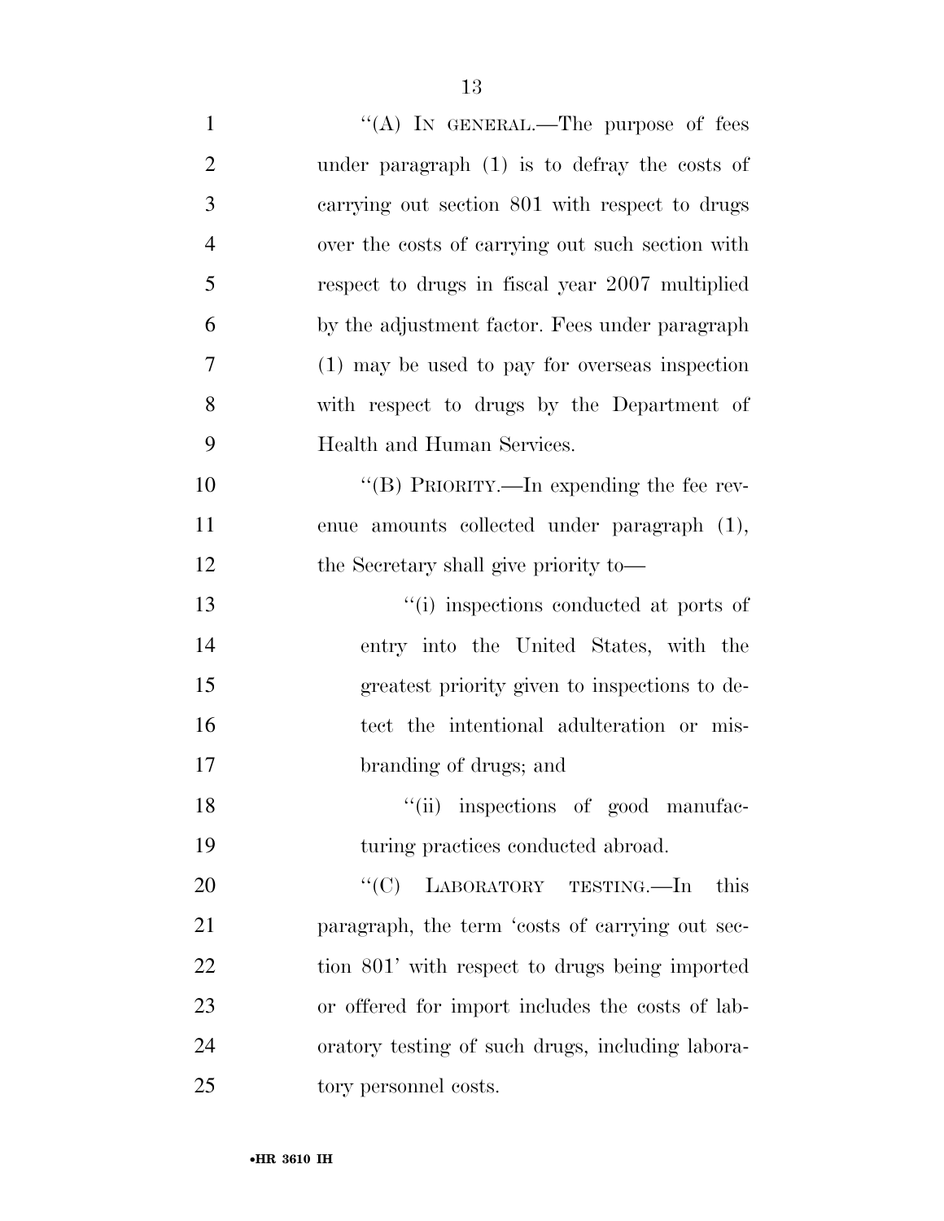"(A) IN GENERAL.—The purpose of fees under paragraph (1) is to defray the costs of carrying out section 801 with respect to drugs over the costs of carrying out such section with respect to drugs in fiscal year 2007 multiplied by the adjustment factor. Fees under paragraph (1) may be used to pay for overseas inspection with respect to drugs by the Department of Health and Human Services.

"(B) PRIORITY.—In expending the fee revenue amounts collected under paragraph (1), the Secretary shall give priority to—

"(i) inspections conducted at ports of entry into the United States, with the greatest priority given to inspections to detect the intentional adulteration or misbranding of drugs; and

"(ii) inspections of good manufacturing practices conducted abroad.

"(C) LABORATORY TESTING.—In this paragraph, the term 'costs of carrying out section 801' with respect to drugs being imported or offered for import includes the costs of laboratory testing of such drugs, including laboratory personnel costs.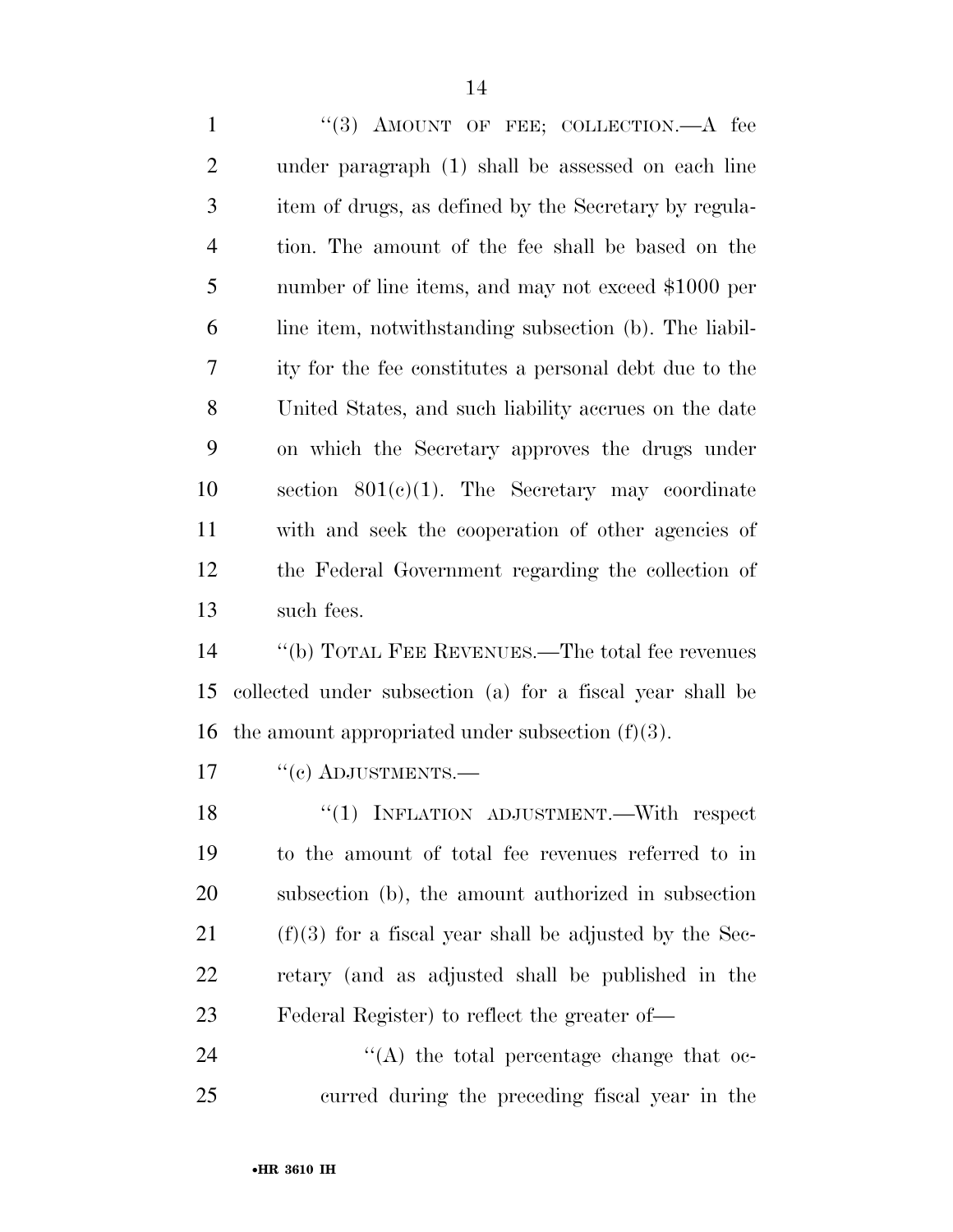"(3) AMOUNT OF FEE; COLLECTION.—A fee under paragraph (1) shall be assessed on each line item of drugs, as defined by the Secretary by regulation. The amount of the fee shall be based on the number of line items, and may not exceed $1000 per line item, notwithstanding subsection (b). The liability for the fee constitutes a personal debt due to the United States, and such liability accrues on the date on which the Secretary approves the drugs under section 801(c)(1). The Secretary may coordinate with and seek the cooperation of other agencies of the Federal Government regarding the collection of such fees.

"(b) TOTAL FEE REVENUES.—The total fee revenues collected under subsection (a) for a fiscal year shall be the amount appropriated under subsection (f)(3).

"(c) ADJUSTMENTS.—

"(1) INFLATION ADJUSTMENT.—With respect to the amount of total fee revenues referred to in subsection (b), the amount authorized in subsection (f)(3) for a fiscal year shall be adjusted by the Secretary (and as adjusted shall be published in the Federal Register) to reflect the greater of—

"(A) the total percentage change that occurred during the preceding fiscal year in the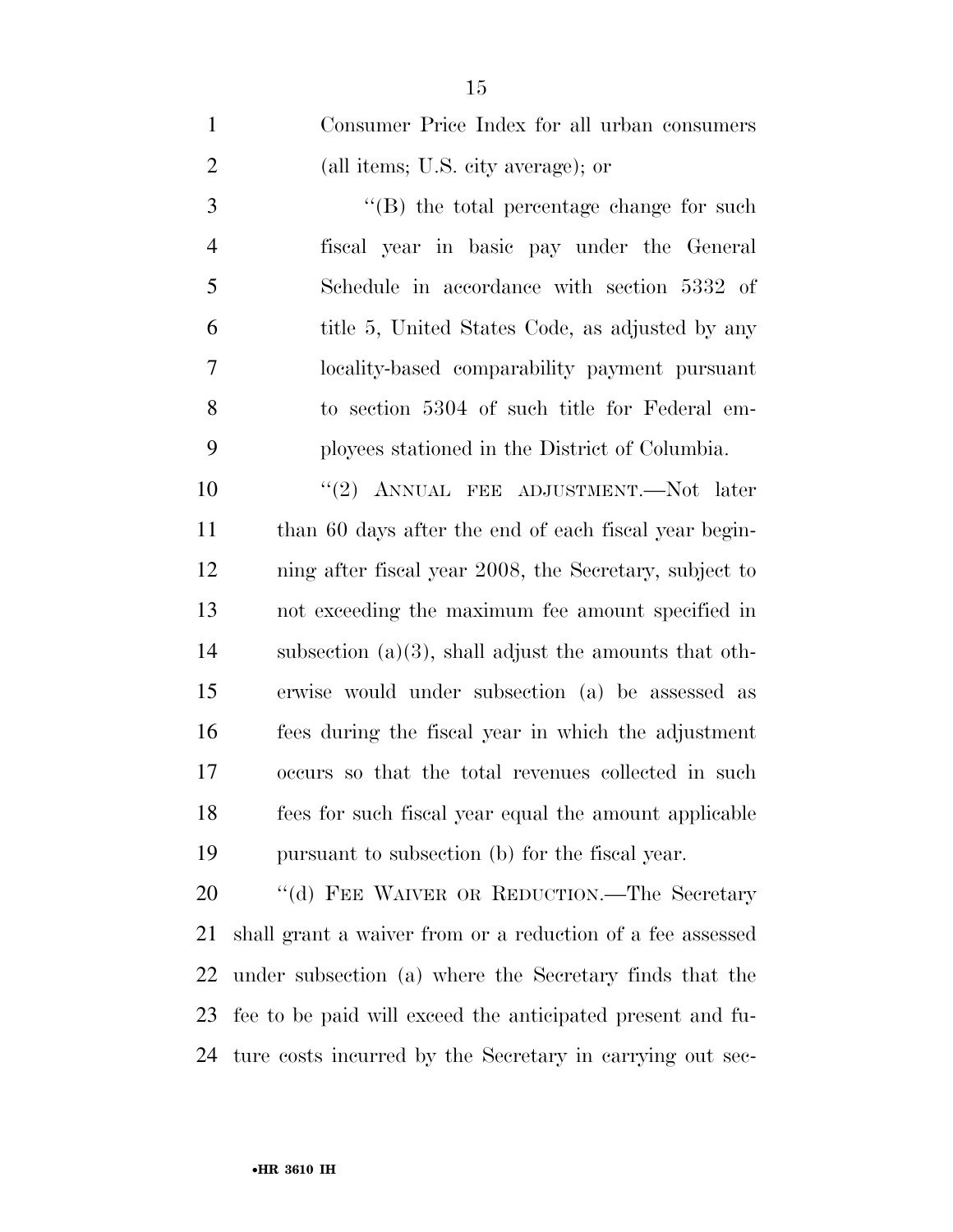Consumer Price Index for all urban consumers (all items; U.S. city average); or

''(B) the total percentage change for such fiscal year in basic pay under the General Schedule in accordance with section 5332 of title 5, United States Code, as adjusted by any locality-based comparability payment pursuant to section 5304 of such title for Federal employees stationed in the District of Columbia.

''(2) ANNUAL FEE ADJUSTMENT.—Not later than 60 days after the end of each fiscal year beginning after fiscal year 2008, the Secretary, subject to not exceeding the maximum fee amount specified in subsection (a)(3), shall adjust the amounts that otherwise would under subsection (a) be assessed as fees during the fiscal year in which the adjustment occurs so that the total revenues collected in such fees for such fiscal year equal the amount applicable pursuant to subsection (b) for the fiscal year.

''(d) FEE WAIVER OR REDUCTION.—The Secretary shall grant a waiver from or a reduction of a fee assessed under subsection (a) where the Secretary finds that the fee to be paid will exceed the anticipated present and future costs incurred by the Secretary in carrying out sec-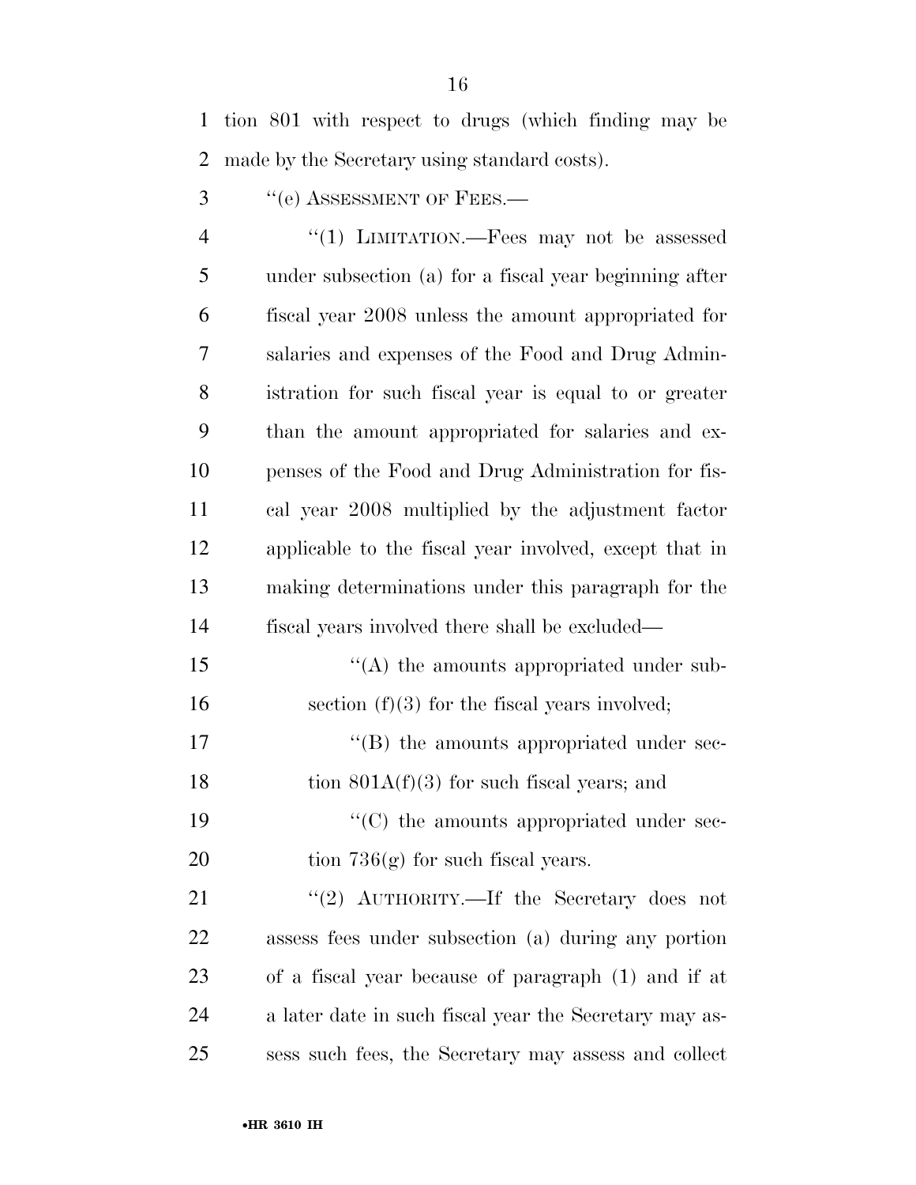tion 801 with respect to drugs (which finding may be made by the Secretary using standard costs).

''(e) ASSESSMENT OF FEES.—

''(1) LIMITATION.—Fees may not be assessed under subsection (a) for a fiscal year beginning after fiscal year 2008 unless the amount appropriated for salaries and expenses of the Food and Drug Administration for such fiscal year is equal to or greater than the amount appropriated for salaries and expenses of the Food and Drug Administration for fiscal year 2008 multiplied by the adjustment factor applicable to the fiscal year involved, except that in making determinations under this paragraph for the fiscal years involved there shall be excluded—

''(A) the amounts appropriated under subsection (f)(3) for the fiscal years involved;

''(B) the amounts appropriated under section 801A(f)(3) for such fiscal years; and

''(C) the amounts appropriated under section 736(g) for such fiscal years.

''(2) AUTHORITY.—If the Secretary does not assess fees under subsection (a) during any portion of a fiscal year because of paragraph (1) and if at a later date in such fiscal year the Secretary may assess such fees, the Secretary may assess and collect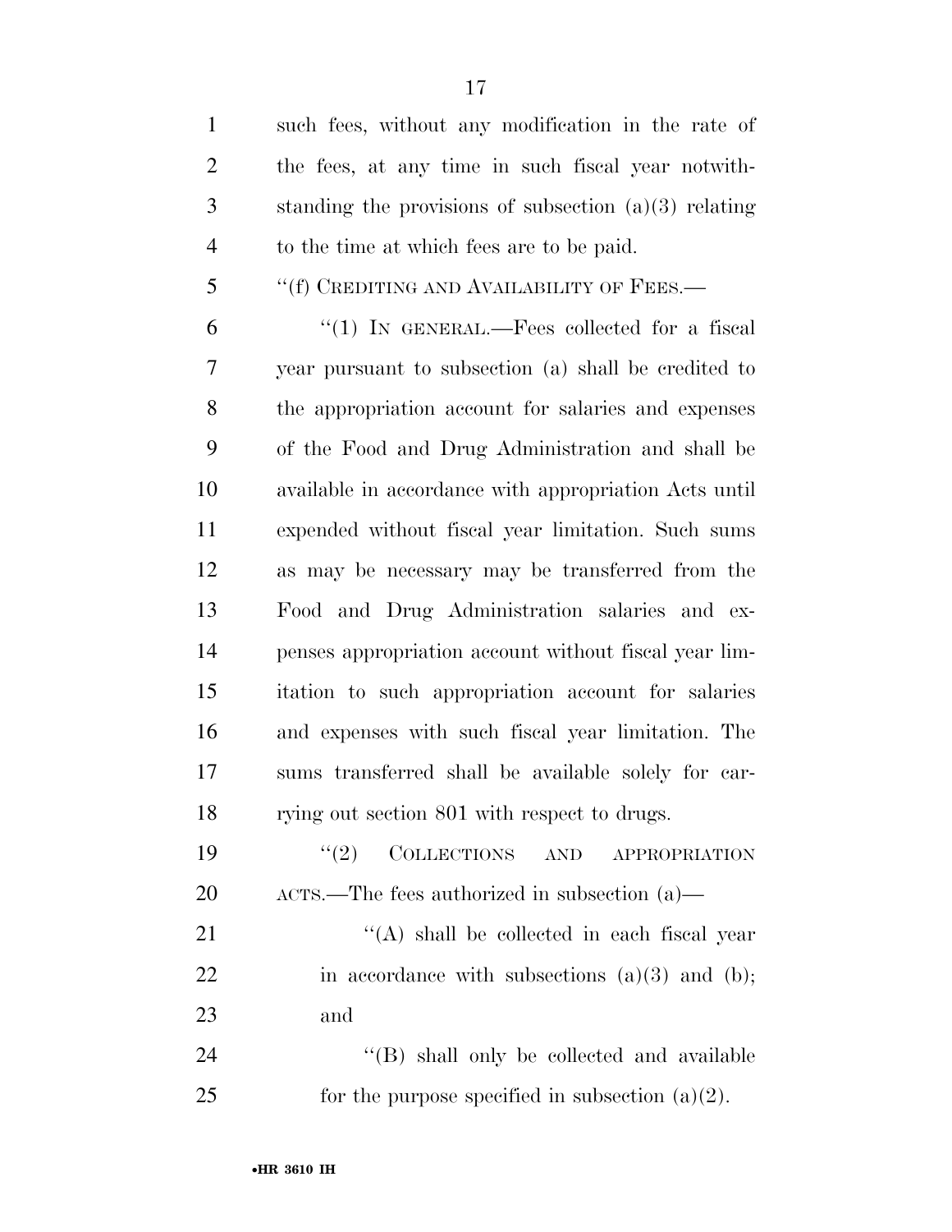such fees, without any modification in the rate of the fees, at any time in such fiscal year notwithstanding the provisions of subsection (a)(3) relating to the time at which fees are to be paid.

"(f) CREDITING AND AVAILABILITY OF FEES.—

"(1) IN GENERAL.—Fees collected for a fiscal year pursuant to subsection (a) shall be credited to the appropriation account for salaries and expenses of the Food and Drug Administration and shall be available in accordance with appropriation Acts until expended without fiscal year limitation. Such sums as may be necessary may be transferred from the Food and Drug Administration salaries and expenses appropriation account without fiscal year limitation to such appropriation account for salaries and expenses with such fiscal year limitation. The sums transferred shall be available solely for carrying out section 801 with respect to drugs.

"(2) COLLECTIONS AND APPROPRIATION ACTS.—The fees authorized in subsection (a)—

"(A) shall be collected in each fiscal year in accordance with subsections (a)(3) and (b); and

"(B) shall only be collected and available for the purpose specified in subsection (a)(2).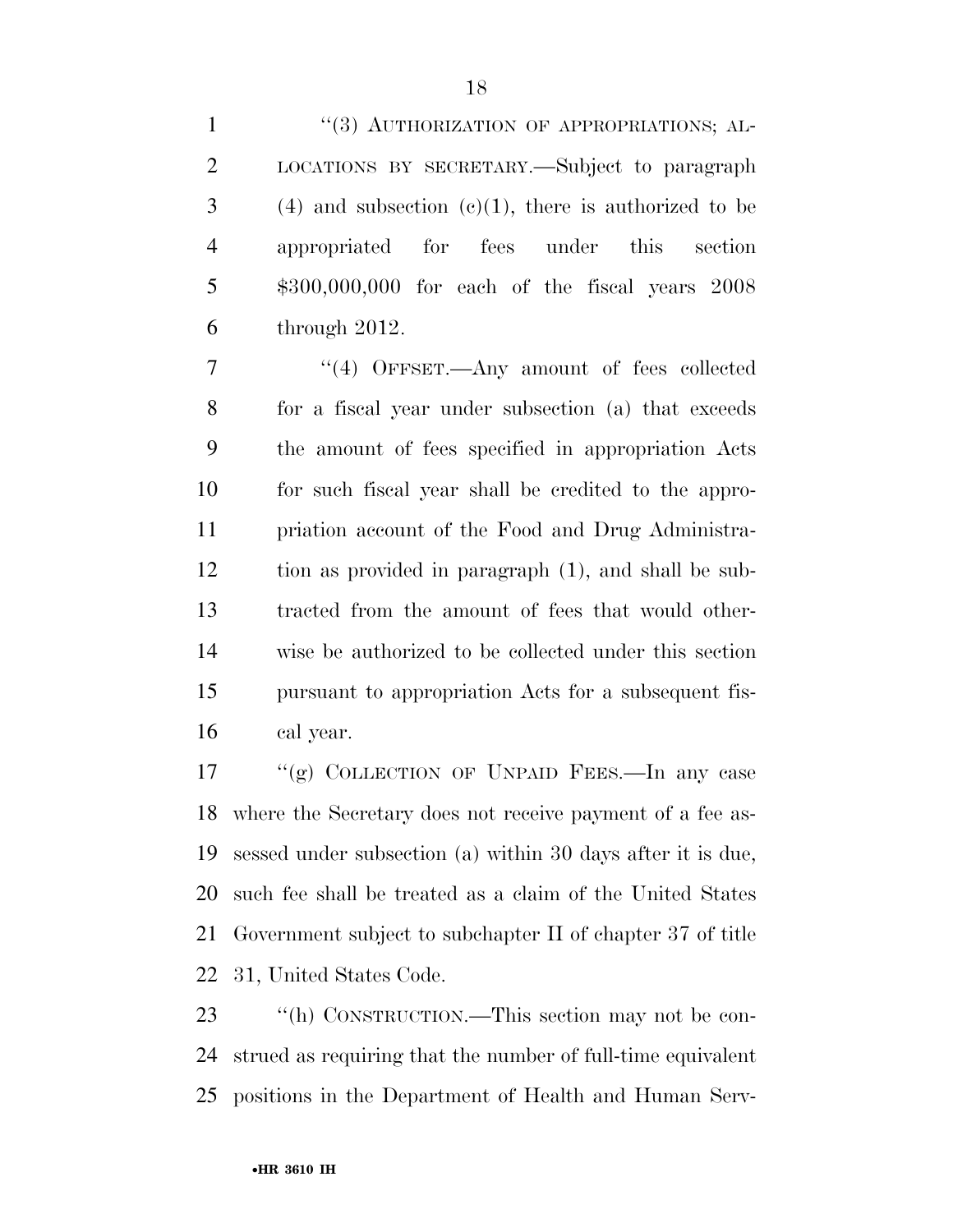"(3) AUTHORIZATION OF APPROPRIATIONS; ALLOCATIONS BY SECRETARY.—Subject to paragraph (4) and subsection (c)(1), there is authorized to be appropriated for fees under this section $300,000,000 for each of the fiscal years 2008 through 2012.

"(4) OFFSET.—Any amount of fees collected for a fiscal year under subsection (a) that exceeds the amount of fees specified in appropriation Acts for such fiscal year shall be credited to the appropriation account of the Food and Drug Administration as provided in paragraph (1), and shall be subtracted from the amount of fees that would otherwise be authorized to be collected under this section pursuant to appropriation Acts for a subsequent fiscal year.

"(g) COLLECTION OF UNPAID FEES.—In any case where the Secretary does not receive payment of a fee assessed under subsection (a) within 30 days after it is due, such fee shall be treated as a claim of the United States Government subject to subchapter II of chapter 37 of title 31, United States Code.

"(h) CONSTRUCTION.—This section may not be construed as requiring that the number of full-time equivalent positions in the Department of Health and Human Serv-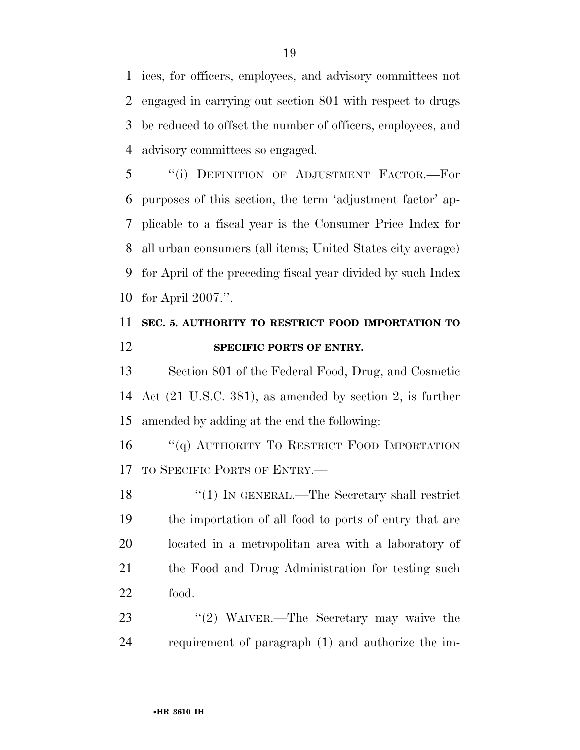ices, for officers, employees, and advisory committees not engaged in carrying out section 801 with respect to drugs be reduced to offset the number of officers, employees, and advisory committees so engaged.

"(i) DEFINITION OF ADJUSTMENT FACTOR.—For purposes of this section, the term 'adjustment factor' applicable to a fiscal year is the Consumer Price Index for all urban consumers (all items; United States city average) for April of the preceding fiscal year divided by such Index for April 2007.".

**SEC. 5. AUTHORITY TO RESTRICT FOOD IMPORTATION TO SPECIFIC PORTS OF ENTRY.**

Section 801 of the Federal Food, Drug, and Cosmetic Act (21 U.S.C. 381), as amended by section 2, is further amended by adding at the end the following:

"(q) AUTHORITY TO RESTRICT FOOD IMPORTATION TO SPECIFIC PORTS OF ENTRY.—

"(1) IN GENERAL.—The Secretary shall restrict the importation of all food to ports of entry that are located in a metropolitan area with a laboratory of the Food and Drug Administration for testing such food.

"(2) WAIVER.—The Secretary may waive the requirement of paragraph (1) and authorize the im-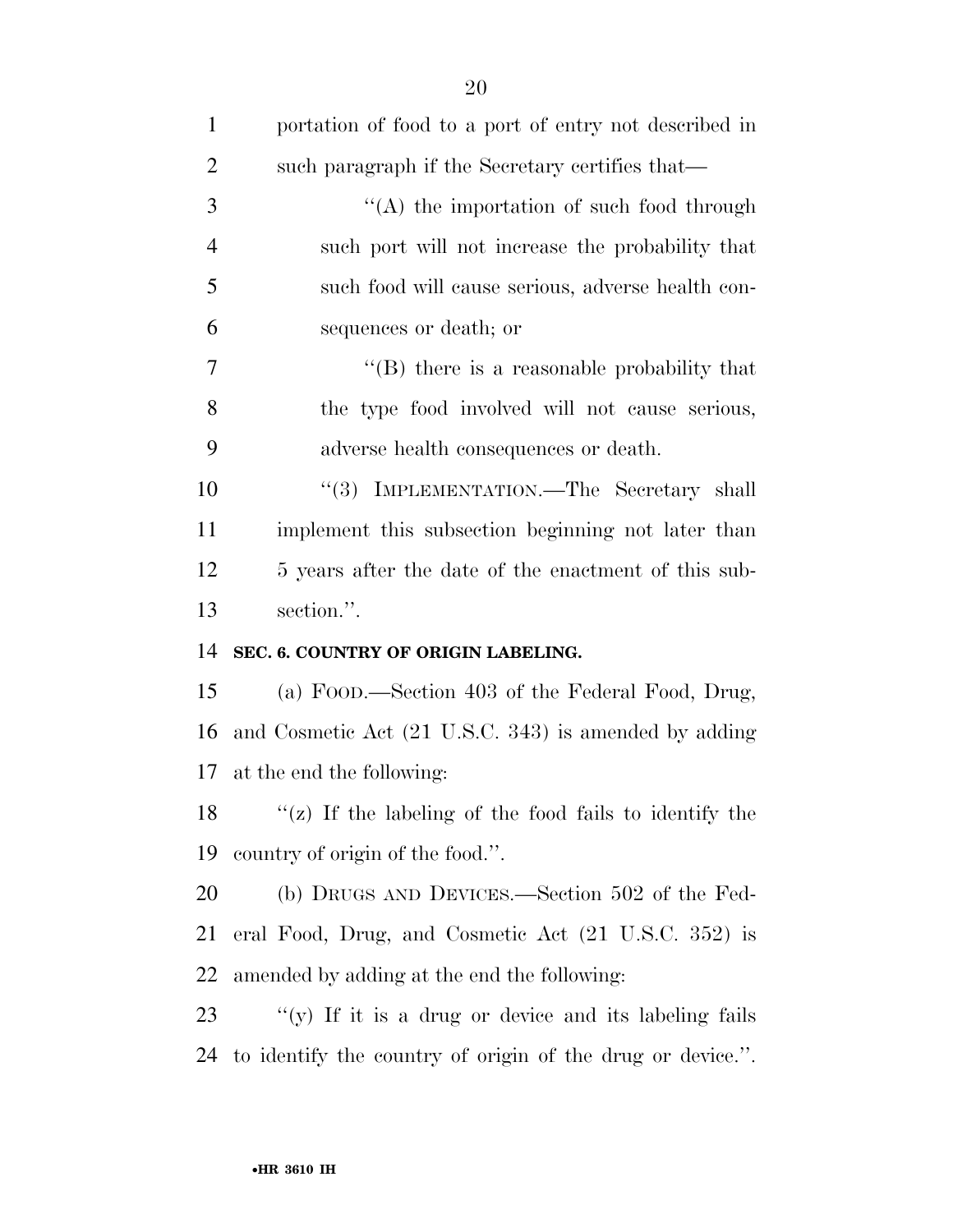portation of food to a port of entry not described in such paragraph if the Secretary certifies that—

''(A) the importation of such food through such port will not increase the probability that such food will cause serious, adverse health consequences or death; or

''(B) there is a reasonable probability that the type food involved will not cause serious, adverse health consequences or death.

''(3) IMPLEMENTATION.—The Secretary shall implement this subsection beginning not later than 5 years after the date of the enactment of this subsection.''.

**SEC. 6. COUNTRY OF ORIGIN LABELING.**

(a) FOOD.—Section 403 of the Federal Food, Drug, and Cosmetic Act (21 U.S.C. 343) is amended by adding at the end the following:

''(z) If the labeling of the food fails to identify the country of origin of the food.''.

(b) DRUGS AND DEVICES.—Section 502 of the Federal Food, Drug, and Cosmetic Act (21 U.S.C. 352) is amended by adding at the end the following:

''(y) If it is a drug or device and its labeling fails to identify the country of origin of the drug or device.''.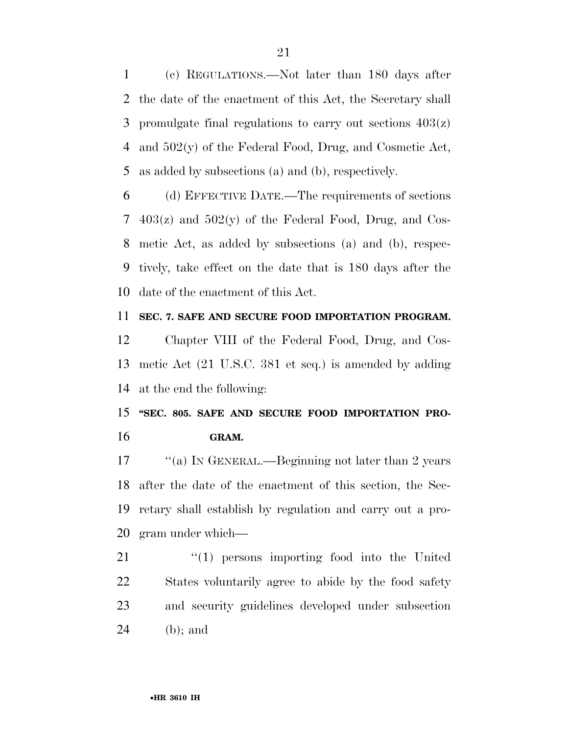(c) REGULATIONS.—Not later than 180 days after the date of the enactment of this Act, the Secretary shall promulgate final regulations to carry out sections 403(z) and 502(y) of the Federal Food, Drug, and Cosmetic Act, as added by subsections (a) and (b), respectively.

(d) EFFECTIVE DATE.—The requirements of sections 403(z) and 502(y) of the Federal Food, Drug, and Cosmetic Act, as added by subsections (a) and (b), respectively, take effect on the date that is 180 days after the date of the enactment of this Act.

**SEC. 7. SAFE AND SECURE FOOD IMPORTATION PROGRAM.**

Chapter VIII of the Federal Food, Drug, and Cosmetic Act (21 U.S.C. 381 et seq.) is amended by adding at the end the following:

**"SEC. 805. SAFE AND SECURE FOOD IMPORTATION PROGRAM.**

"(a) IN GENERAL.—Beginning not later than 2 years after the date of the enactment of this section, the Secretary shall establish by regulation and carry out a program under which—

"(1) persons importing food into the United States voluntarily agree to abide by the food safety and security guidelines developed under subsection (b); and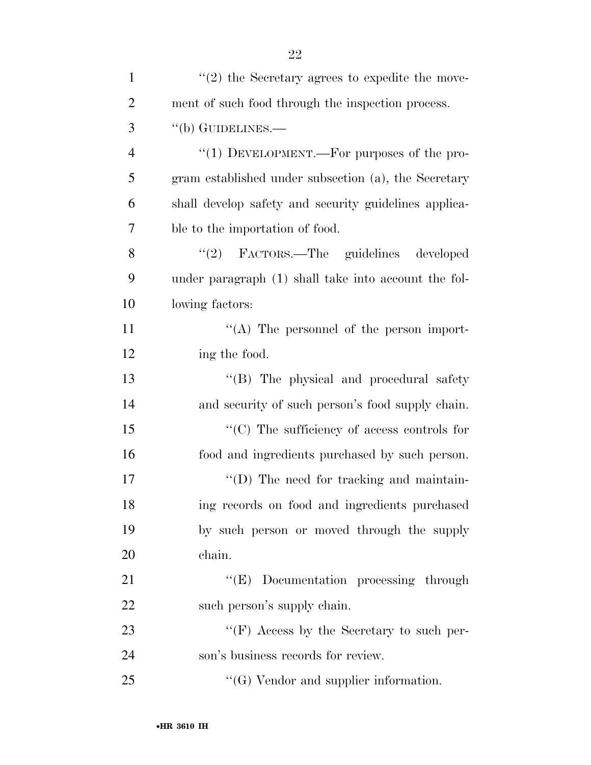''(2) the Secretary agrees to expedite the movement of such food through the inspection process.

''(b) GUIDELINES.—

''(1) DEVELOPMENT.—For purposes of the program established under subsection (a), the Secretary shall develop safety and security guidelines applicable to the importation of food.

''(2) FACTORS.—The guidelines developed under paragraph (1) shall take into account the following factors:

''(A) The personnel of the person importing the food.

''(B) The physical and procedural safety and security of such person's food supply chain.

''(C) The sufficiency of access controls for food and ingredients purchased by such person.

''(D) The need for tracking and maintaining records on food and ingredients purchased by such person or moved through the supply chain.

''(E) Documentation processing through such person's supply chain.

''(F) Access by the Secretary to such person's business records for review.

''(G) Vendor and supplier information.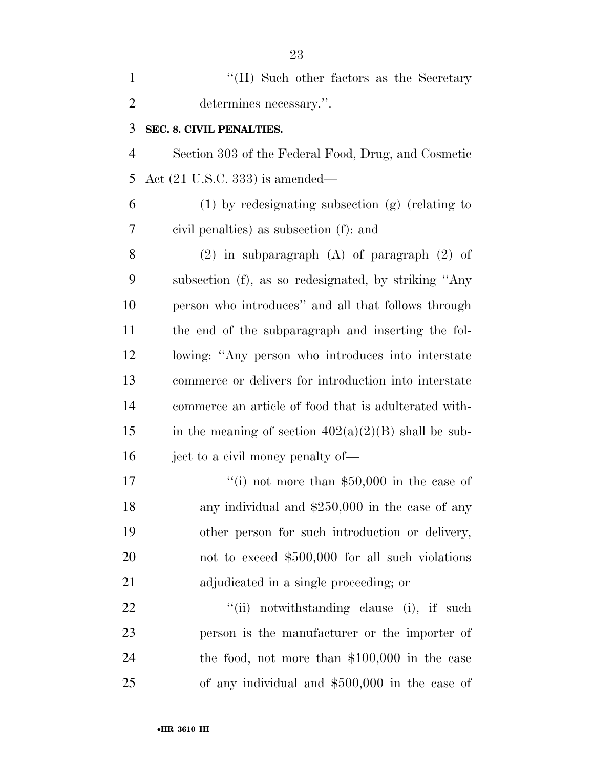''(H) Such other factors as the Secretary determines necessary.''.

**SEC. 8. CIVIL PENALTIES.**

Section 303 of the Federal Food, Drug, and Cosmetic Act (21 U.S.C. 333) is amended—

(1) by redesignating subsection (g) (relating to civil penalties) as subsection (f): and

(2) in subparagraph (A) of paragraph (2) of subsection (f), as so redesignated, by striking ''Any person who introduces'' and all that follows through the end of the subparagraph and inserting the following: ''Any person who introduces into interstate commerce or delivers for introduction into interstate commerce an article of food that is adulterated within the meaning of section 402(a)(2)(B) shall be subject to a civil money penalty of—

''(i) not more than $50,000 in the case of any individual and $250,000 in the case of any other person for such introduction or delivery, not to exceed $500,000 for all such violations adjudicated in a single proceeding; or

''(ii) notwithstanding clause (i), if such person is the manufacturer or the importer of the food, not more than $100,000 in the case of any individual and $500,000 in the case of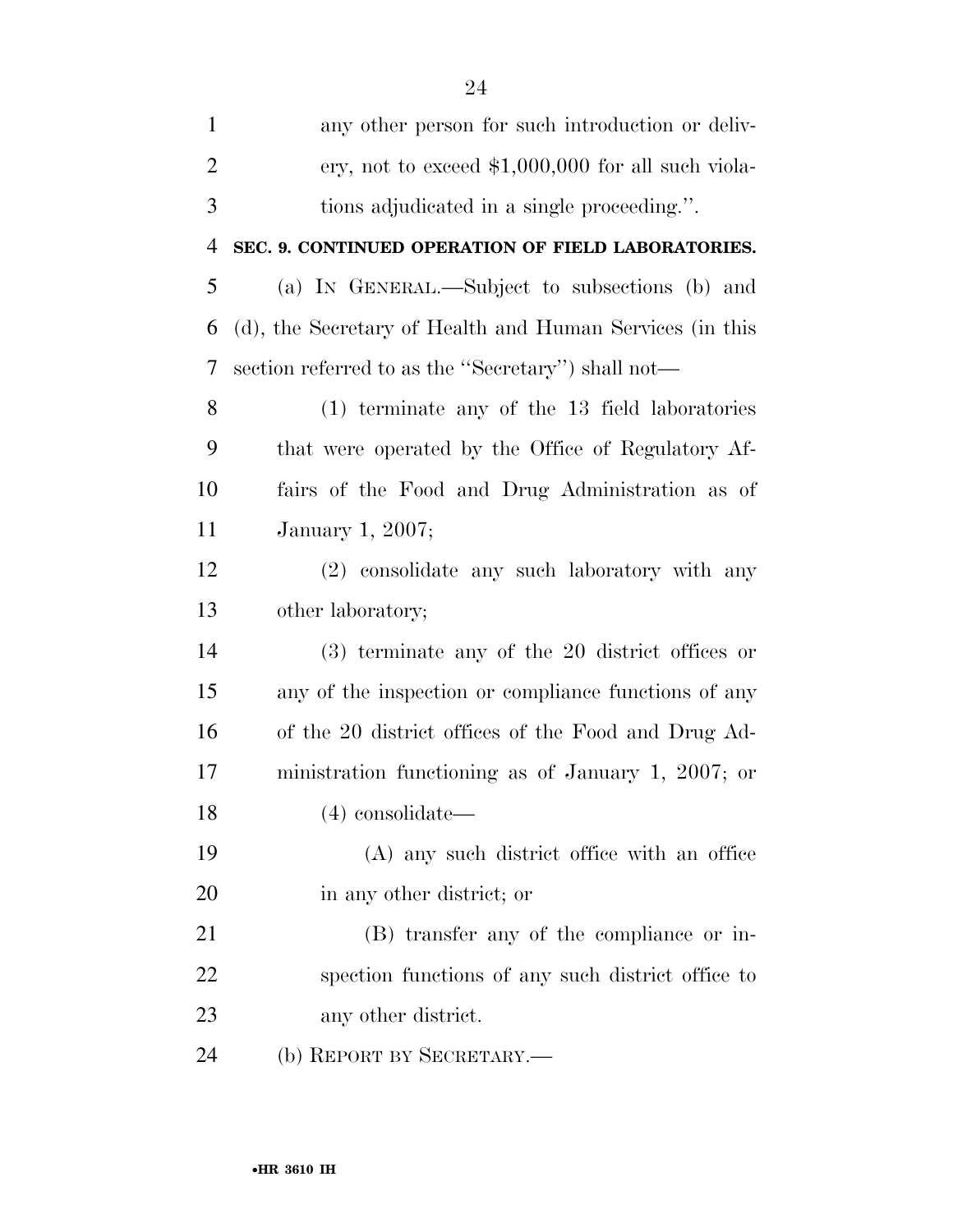any other person for such introduction or delivery, not to exceed $1,000,000 for all such violations adjudicated in a single proceeding.''.

**SEC. 9. CONTINUED OPERATION OF FIELD LABORATORIES.**

(a) IN GENERAL.—Subject to subsections (b) and (d), the Secretary of Health and Human Services (in this section referred to as the ''Secretary'') shall not—

(1) terminate any of the 13 field laboratories that were operated by the Office of Regulatory Affairs of the Food and Drug Administration as of January 1, 2007;

(2) consolidate any such laboratory with any other laboratory;

(3) terminate any of the 20 district offices or any of the inspection or compliance functions of any of the 20 district offices of the Food and Drug Administration functioning as of January 1, 2007; or

(4) consolidate—

(A) any such district office with an office in any other district; or

(B) transfer any of the compliance or inspection functions of any such district office to any other district.

(b) REPORT BY SECRETARY.—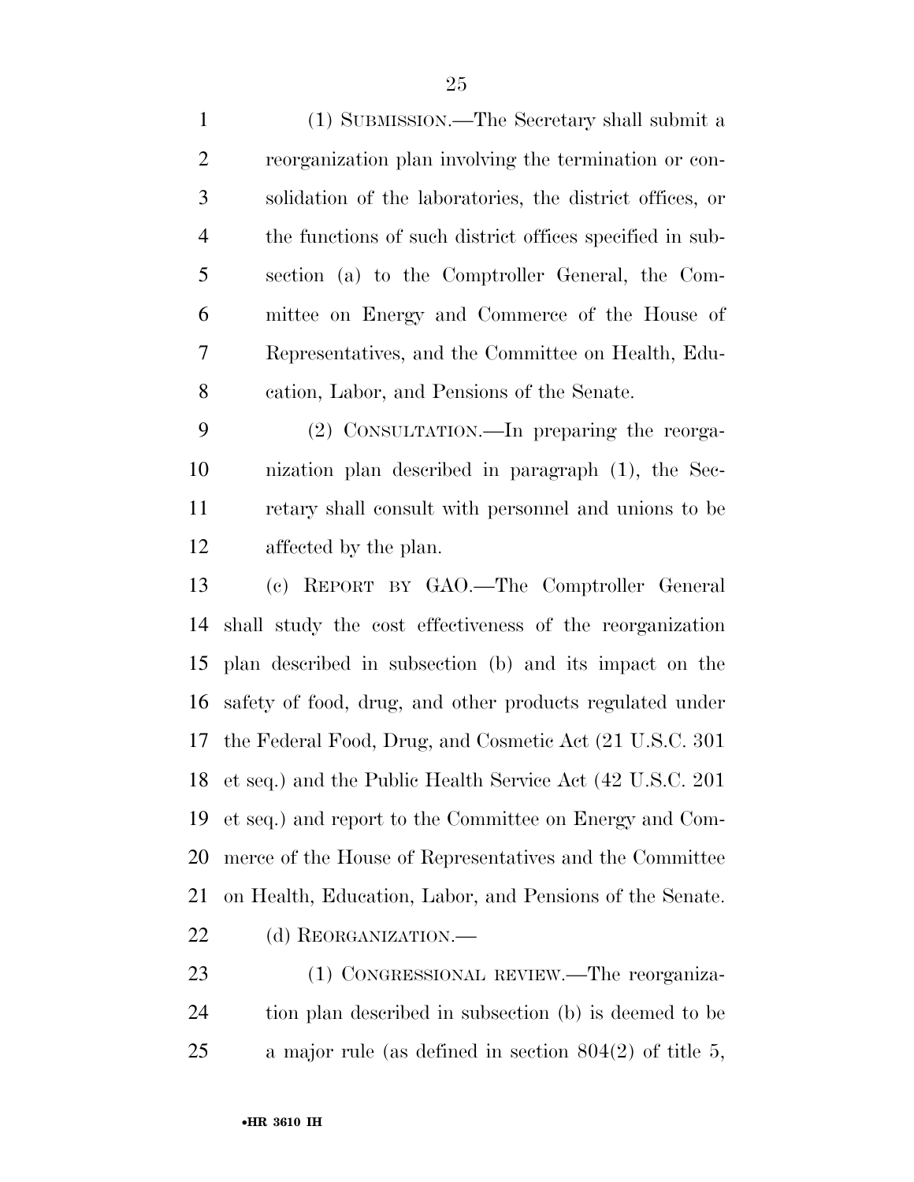(1) SUBMISSION.—The Secretary shall submit a reorganization plan involving the termination or consolidation of the laboratories, the district offices, or the functions of such district offices specified in subsection (a) to the Comptroller General, the Committee on Energy and Commerce of the House of Representatives, and the Committee on Health, Education, Labor, and Pensions of the Senate.

(2) CONSULTATION.—In preparing the reorganization plan described in paragraph (1), the Secretary shall consult with personnel and unions to be affected by the plan.

(c) REPORT BY GAO.—The Comptroller General shall study the cost effectiveness of the reorganization plan described in subsection (b) and its impact on the safety of food, drug, and other products regulated under the Federal Food, Drug, and Cosmetic Act (21 U.S.C. 301 et seq.) and the Public Health Service Act (42 U.S.C. 201 et seq.) and report to the Committee on Energy and Commerce of the House of Representatives and the Committee on Health, Education, Labor, and Pensions of the Senate.

(d) REORGANIZATION.—

(1) CONGRESSIONAL REVIEW.—The reorganization plan described in subsection (b) is deemed to be a major rule (as defined in section 804(2) of title 5,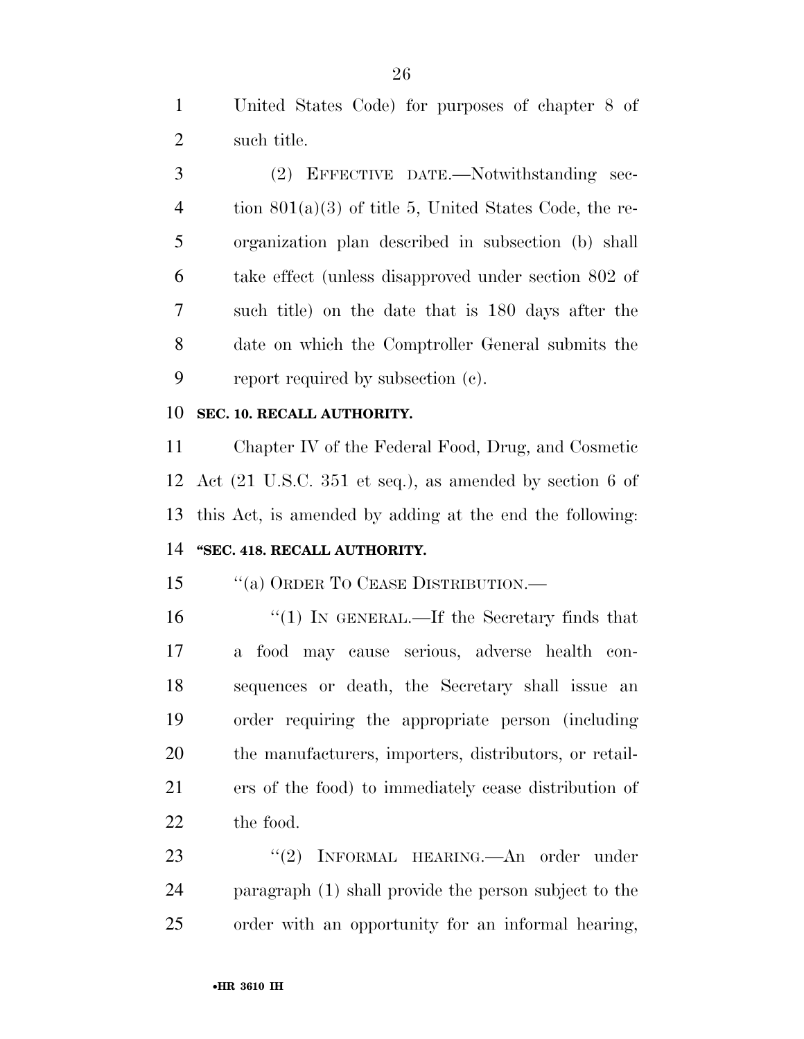United States Code) for purposes of chapter 8 of such title.

(2) EFFECTIVE DATE.—Notwithstanding section 801(a)(3) of title 5, United States Code, the reorganization plan described in subsection (b) shall take effect (unless disapproved under section 802 of such title) on the date that is 180 days after the date on which the Comptroller General submits the report required by subsection (c).

**SEC. 10. RECALL AUTHORITY.**

Chapter IV of the Federal Food, Drug, and Cosmetic Act (21 U.S.C. 351 et seq.), as amended by section 6 of this Act, is amended by adding at the end the following:

**"SEC. 418. RECALL AUTHORITY.**

"(a) ORDER TO CEASE DISTRIBUTION.—

"(1) IN GENERAL.—If the Secretary finds that a food may cause serious, adverse health consequences or death, the Secretary shall issue an order requiring the appropriate person (including the manufacturers, importers, distributors, or retailers of the food) to immediately cease distribution of the food.

"(2) INFORMAL HEARING.—An order under paragraph (1) shall provide the person subject to the order with an opportunity for an informal hearing,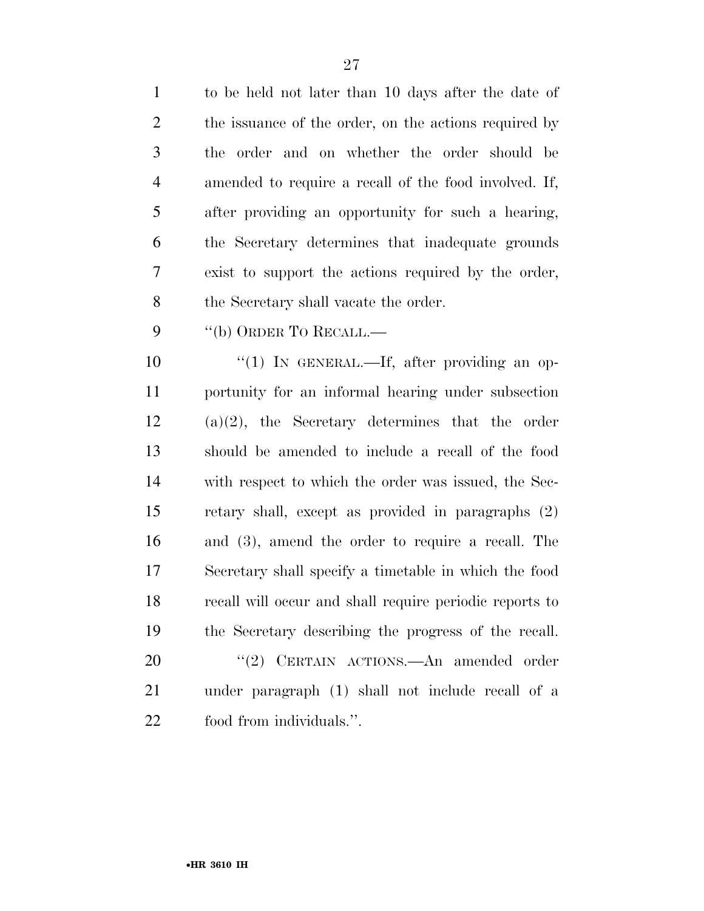to be held not later than 10 days after the date of the issuance of the order, on the actions required by the order and on whether the order should be amended to require a recall of the food involved. If, after providing an opportunity for such a hearing, the Secretary determines that inadequate grounds exist to support the actions required by the order, the Secretary shall vacate the order.

''(b) ORDER TO RECALL.—

''(1) IN GENERAL.—If, after providing an opportunity for an informal hearing under subsection (a)(2), the Secretary determines that the order should be amended to include a recall of the food with respect to which the order was issued, the Secretary shall, except as provided in paragraphs (2) and (3), amend the order to require a recall. The Secretary shall specify a timetable in which the food recall will occur and shall require periodic reports to the Secretary describing the progress of the recall.

''(2) CERTAIN ACTIONS.—An amended order under paragraph (1) shall not include recall of a food from individuals.''.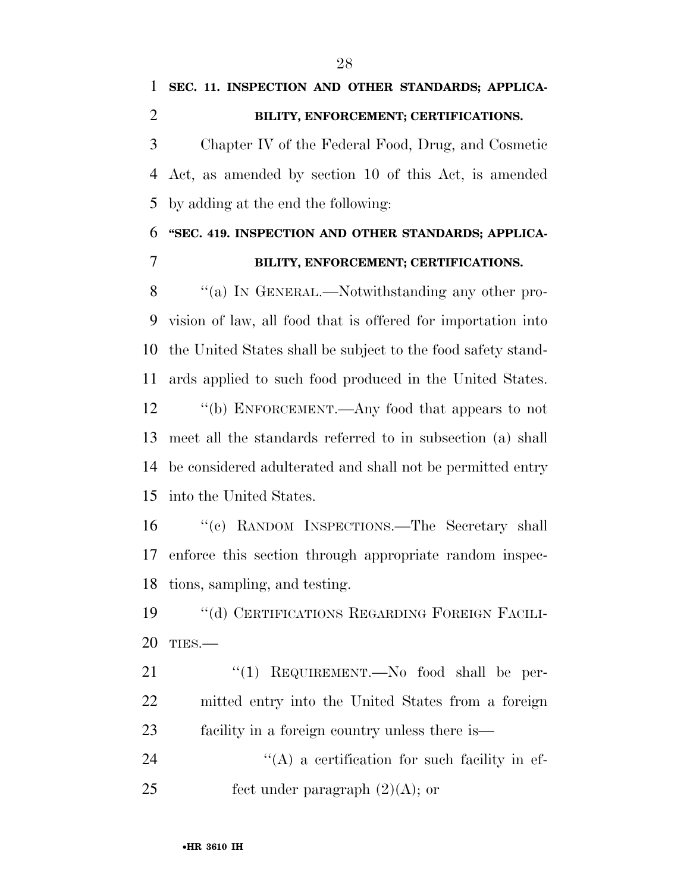**SEC. 11. INSPECTION AND OTHER STANDARDS; APPLICABILITY, ENFORCEMENT; CERTIFICATIONS.**

Chapter IV of the Federal Food, Drug, and Cosmetic Act, as amended by section 10 of this Act, is amended by adding at the end the following:

**"SEC. 419. INSPECTION AND OTHER STANDARDS; APPLICABILITY, ENFORCEMENT; CERTIFICATIONS.**

"(a) IN GENERAL.—Notwithstanding any other provision of law, all food that is offered for importation into the United States shall be subject to the food safety standards applied to such food produced in the United States.

"(b) ENFORCEMENT.—Any food that appears to not meet all the standards referred to in subsection (a) shall be considered adulterated and shall not be permitted entry into the United States.

"(c) RANDOM INSPECTIONS.—The Secretary shall enforce this section through appropriate random inspections, sampling, and testing.

"(d) CERTIFICATIONS REGARDING FOREIGN FACILITIES.—

"(1) REQUIREMENT.—No food shall be permitted entry into the United States from a foreign facility in a foreign country unless there is—

"(A) a certification for such facility in effect under paragraph (2)(A); or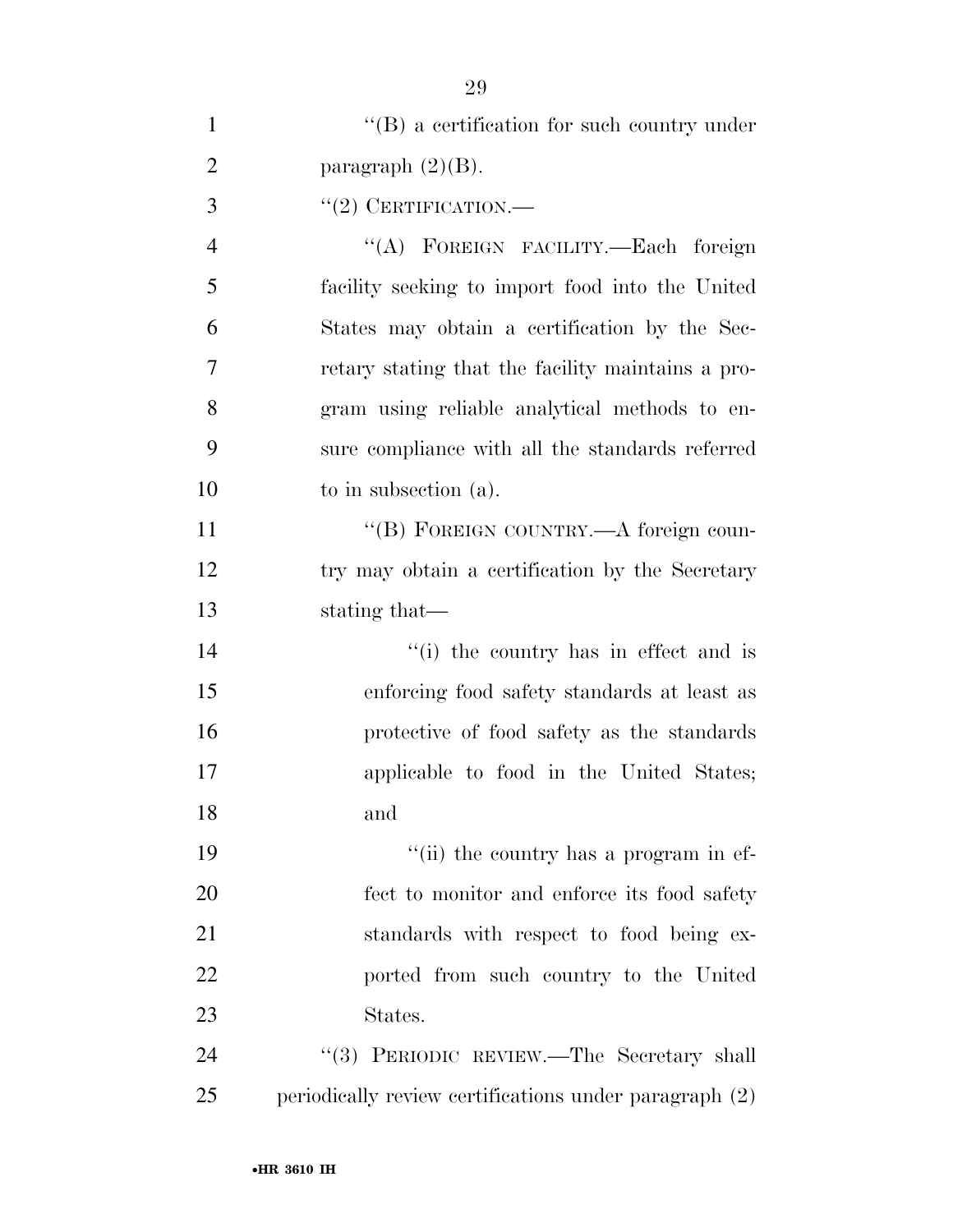''(B) a certification for such country under paragraph (2)(B).

''(2) CERTIFICATION.—

''(A) FOREIGN FACILITY.—Each foreign facility seeking to import food into the United States may obtain a certification by the Secretary stating that the facility maintains a program using reliable analytical methods to ensure compliance with all the standards referred to in subsection (a).

''(B) FOREIGN COUNTRY.—A foreign country may obtain a certification by the Secretary stating that—

''(i) the country has in effect and is enforcing food safety standards at least as protective of food safety as the standards applicable to food in the United States; and

''(ii) the country has a program in effect to monitor and enforce its food safety standards with respect to food being exported from such country to the United States.

''(3) PERIODIC REVIEW.—The Secretary shall periodically review certifications under paragraph (2)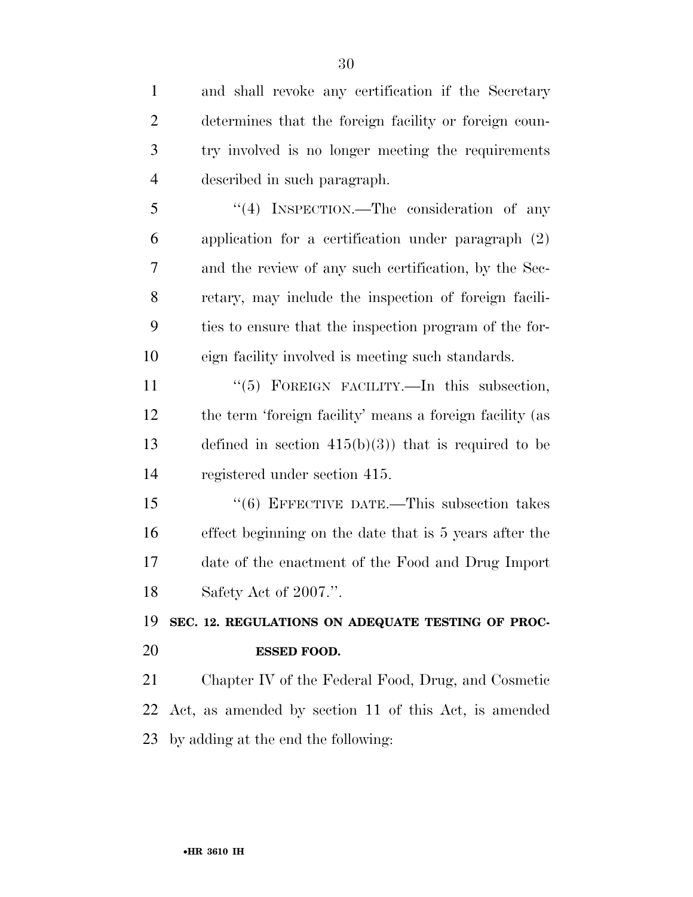and shall revoke any certification if the Secretary determines that the foreign facility or foreign country involved is no longer meeting the requirements described in such paragraph.

"(4) INSPECTION.—The consideration of any application for a certification under paragraph (2) and the review of any such certification, by the Secretary, may include the inspection of foreign facilities to ensure that the inspection program of the foreign facility involved is meeting such standards.

"(5) FOREIGN FACILITY.—In this subsection, the term 'foreign facility' means a foreign facility (as defined in section 415(b)(3)) that is required to be registered under section 415.

"(6) EFFECTIVE DATE.—This subsection takes effect beginning on the date that is 5 years after the date of the enactment of the Food and Drug Import Safety Act of 2007.".

**SEC. 12. REGULATIONS ON ADEQUATE TESTING OF PROCESSED FOOD.**

Chapter IV of the Federal Food, Drug, and Cosmetic Act, as amended by section 11 of this Act, is amended by adding at the end the following: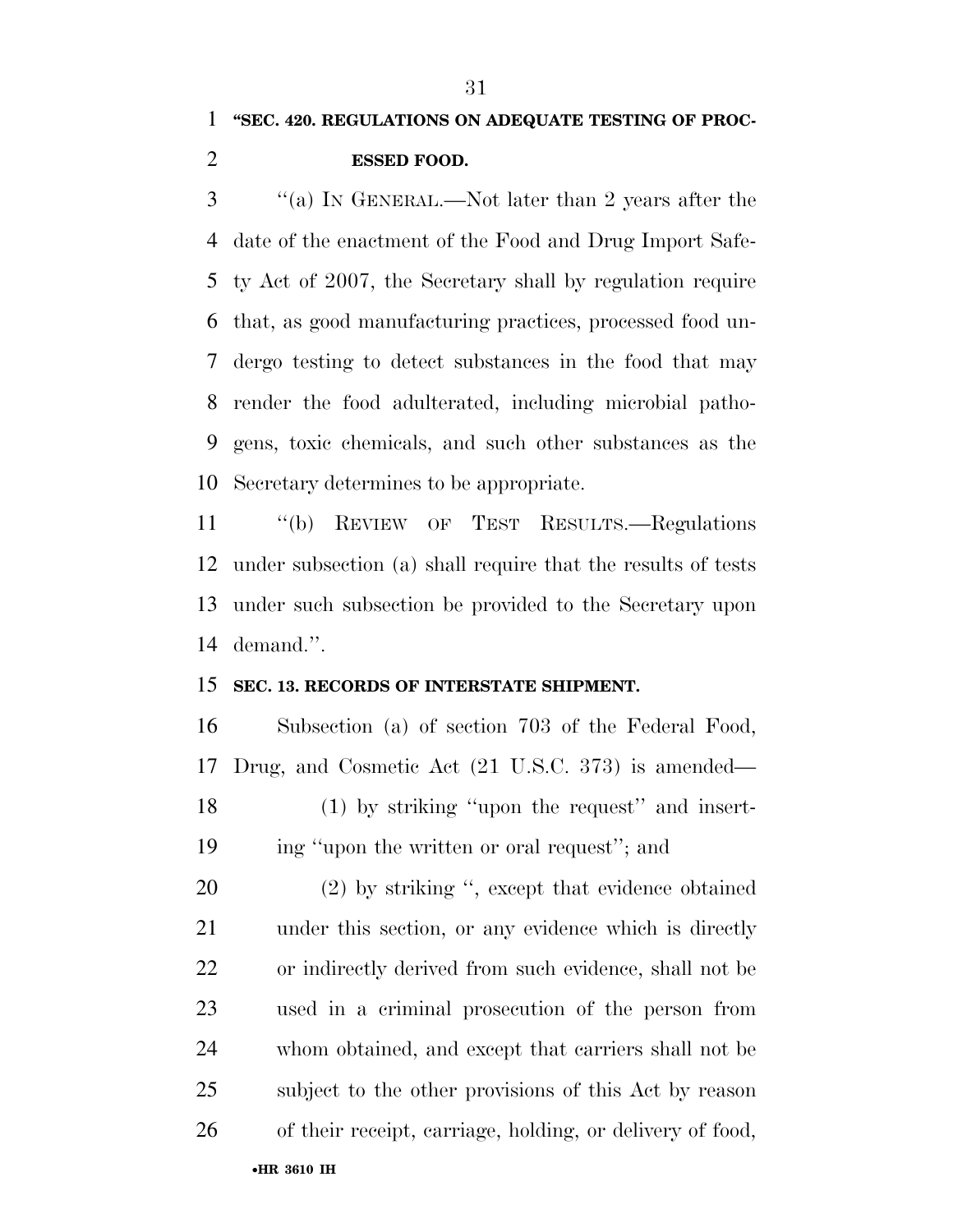**"SEC. 420. REGULATIONS ON ADEQUATE TESTING OF PROCESSED FOOD.**

"(a) IN GENERAL.—Not later than 2 years after the date of the enactment of the Food and Drug Import Safety Act of 2007, the Secretary shall by regulation require that, as good manufacturing practices, processed food undergo testing to detect substances in the food that may render the food adulterated, including microbial pathogens, toxic chemicals, and such other substances as the Secretary determines to be appropriate.

"(b) REVIEW OF TEST RESULTS.—Regulations under subsection (a) shall require that the results of tests under such subsection be provided to the Secretary upon demand.".

**SEC. 13. RECORDS OF INTERSTATE SHIPMENT.**

Subsection (a) of section 703 of the Federal Food, Drug, and Cosmetic Act (21 U.S.C. 373) is amended—

(1) by striking "upon the request" and inserting "upon the written or oral request"; and

(2) by striking ", except that evidence obtained under this section, or any evidence which is directly or indirectly derived from such evidence, shall not be used in a criminal prosecution of the person from whom obtained, and except that carriers shall not be subject to the other provisions of this Act by reason of their receipt, carriage, holding, or delivery of food,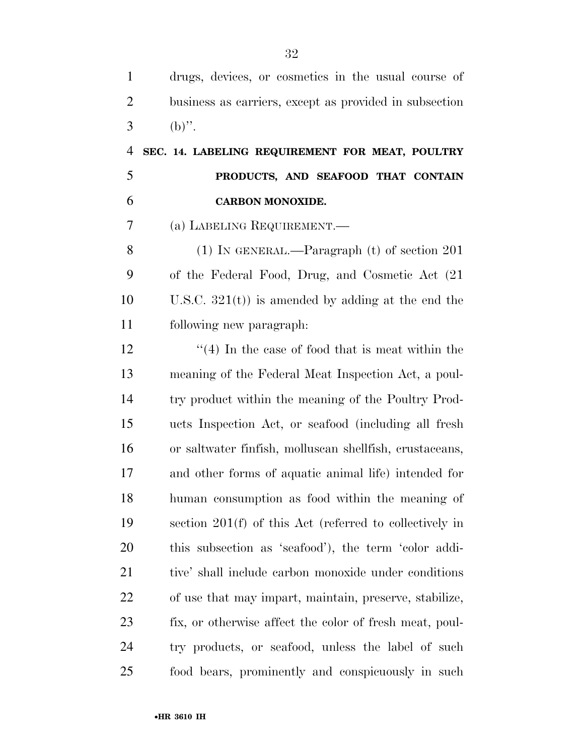drugs, devices, or cosmetics in the usual course of business as carriers, except as provided in subsection (b)''.

**SEC. 14. LABELING REQUIREMENT FOR MEAT, POULTRY PRODUCTS, AND SEAFOOD THAT CONTAIN CARBON MONOXIDE.**

(a) LABELING REQUIREMENT.—

(1) IN GENERAL.—Paragraph (t) of section 201 of the Federal Food, Drug, and Cosmetic Act (21 U.S.C. 321(t)) is amended by adding at the end the following new paragraph:

''(4) In the case of food that is meat within the meaning of the Federal Meat Inspection Act, a poultry product within the meaning of the Poultry Products Inspection Act, or seafood (including all fresh or saltwater finfish, molluscan shellfish, crustaceans, and other forms of aquatic animal life) intended for human consumption as food within the meaning of section 201(f) of this Act (referred to collectively in this subsection as 'seafood'), the term 'color additive' shall include carbon monoxide under conditions of use that may impart, maintain, preserve, stabilize, fix, or otherwise affect the color of fresh meat, poultry products, or seafood, unless the label of such food bears, prominently and conspicuously in such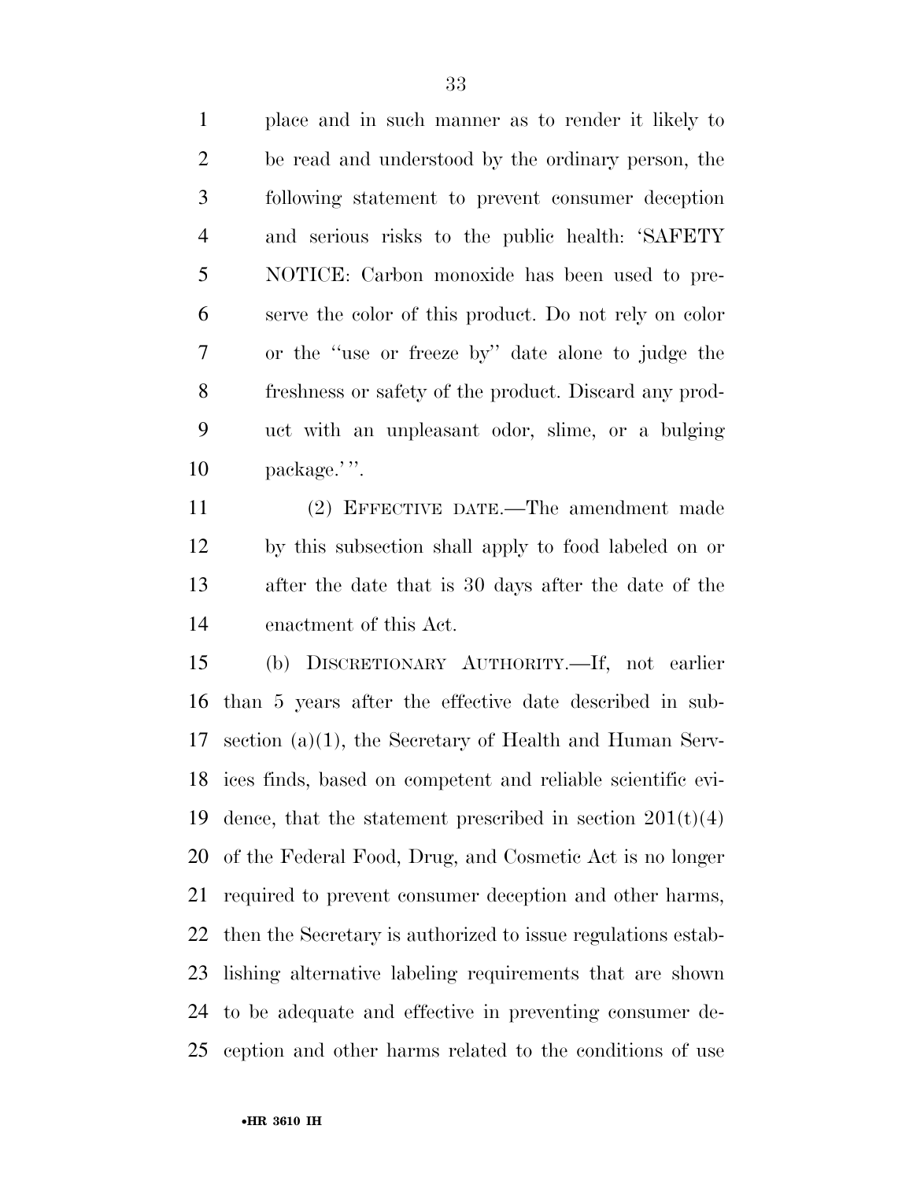place and in such manner as to render it likely to be read and understood by the ordinary person, the following statement to prevent consumer deception and serious risks to the public health: 'SAFETY NOTICE: Carbon monoxide has been used to preserve the color of this product. Do not rely on color or the ''use or freeze by'' date alone to judge the freshness or safety of the product. Discard any product with an unpleasant odor, slime, or a bulging package.' ''.

(2) EFFECTIVE DATE.—The amendment made by this subsection shall apply to food labeled on or after the date that is 30 days after the date of the enactment of this Act.

(b) DISCRETIONARY AUTHORITY.—If, not earlier than 5 years after the effective date described in subsection (a)(1), the Secretary of Health and Human Services finds, based on competent and reliable scientific evidence, that the statement prescribed in section 201(t)(4) of the Federal Food, Drug, and Cosmetic Act is no longer required to prevent consumer deception and other harms, then the Secretary is authorized to issue regulations establishing alternative labeling requirements that are shown to be adequate and effective in preventing consumer deception and other harms related to the conditions of use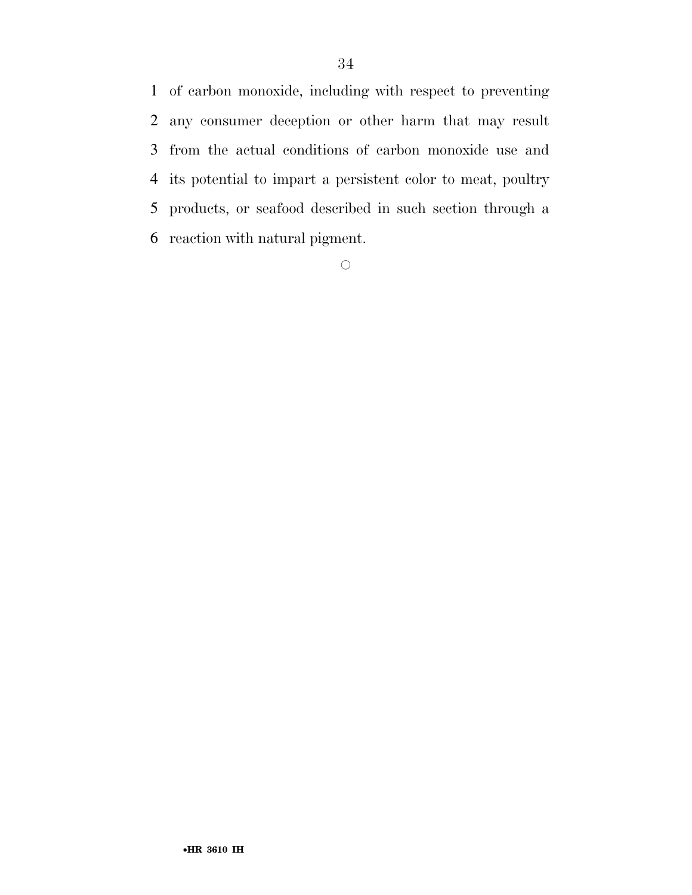of carbon monoxide, including with respect to preventing any consumer deception or other harm that may result from the actual conditions of carbon monoxide use and its potential to impart a persistent color to meat, poultry products, or seafood described in such section through a reaction with natural pigment.

○